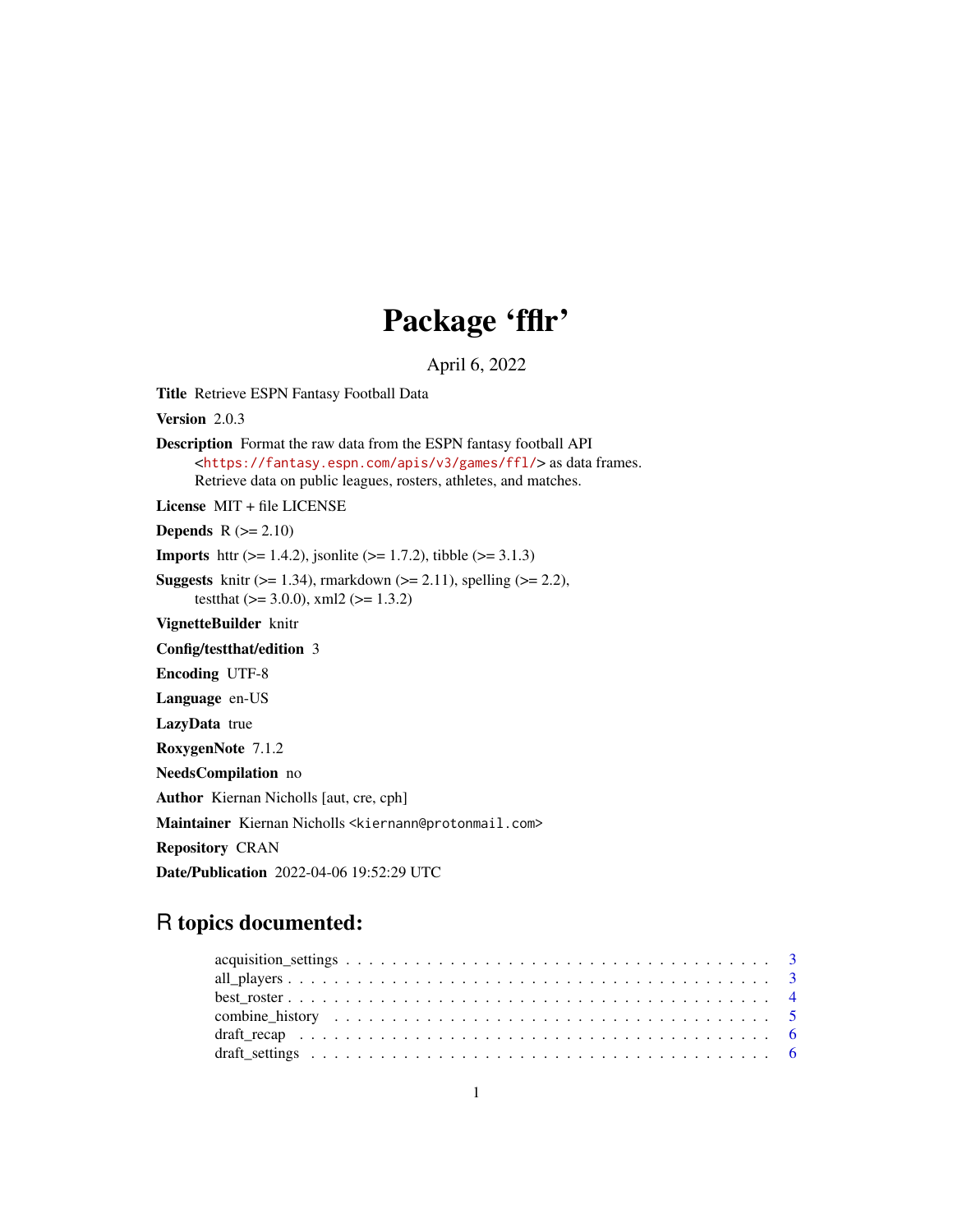# Package ‘ffflr’

April 6, 2022

**Title** Retrieve ESPN Fantasy Football Data

**Version** 2.0.3

**Description** Format the raw data from the ESPN fantasy football API <https://fantasy.espn.com/apis/v3/games/ffl/> as data frames. Retrieve data on public leagues, rosters, athletes, and matches.

**License** MIT + file LICENSE

**Depends** R (>= 2.10)

**Imports** httr (>= 1.4.2), jsonlite (>= 1.7.2), tibble (>= 3.1.3)

**Suggests** knitr (>= 1.34), rmarkdown (>= 2.11), spelling (>= 2.2), testthat (>= 3.0.0), xml2 (>= 1.3.2)

**VignetteBuilder** knitr

**Config/testthat/edition** 3

**Encoding** UTF-8

**Language** en-US

**LazyData** true

**RoxygenNote** 7.1.2

**NeedsCompilation** no

**Author** Kiernan Nicholls [aut, cre, cph]

**Maintainer** Kiernan Nicholls <kiernann@protonmail.com>

**Repository** CRAN

**Date/Publication** 2022-04-06 19:52:29 UTC

## R topics documented:

acquisition_settings . . . . . . . . . . . . . . . . . . . . . . . . . . . . . . . . . . . . . 3
all_players . . . . . . . . . . . . . . . . . . . . . . . . . . . . . . . . . . . . . . . . . . . 3
best_roster . . . . . . . . . . . . . . . . . . . . . . . . . . . . . . . . . . . . . . . . . . . 4
combine_history . . . . . . . . . . . . . . . . . . . . . . . . . . . . . . . . . . . . . . . 5
draft_recap . . . . . . . . . . . . . . . . . . . . . . . . . . . . . . . . . . . . . . . . . . . 6
draft_settings . . . . . . . . . . . . . . . . . . . . . . . . . . . . . . . . . . . . . . . . . 6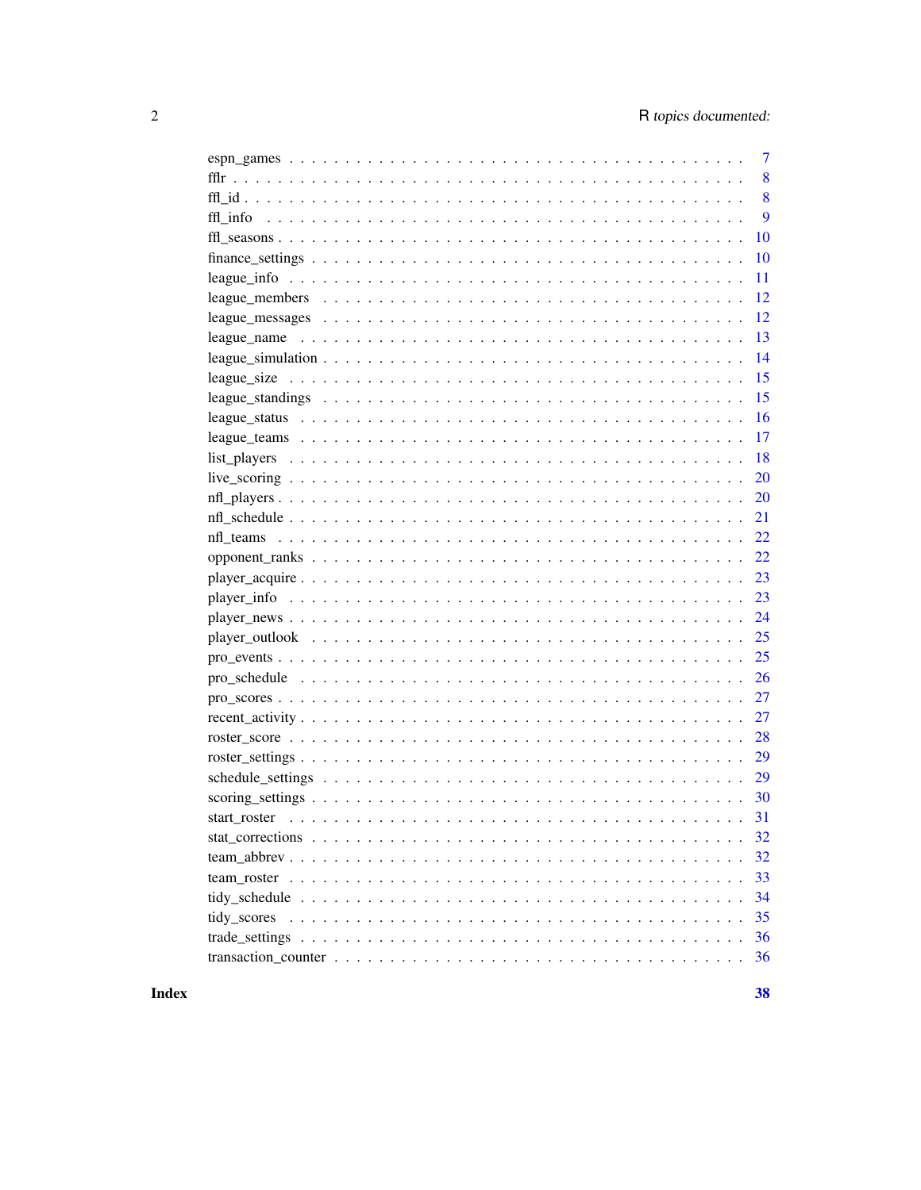| | |
|---|---|
| espn_games | 7 |
| fflr | 8 |
| ffl_id | 8 |
| ffl_info | 9 |
| ffl_seasons | 10 |
| finance_settings | 10 |
| league_info | 11 |
| league_members | 12 |
| league_messages | 12 |
| league_name | 13 |
| league_simulation | 14 |
| league_size | 15 |
| league_standings | 15 |
| league_status | 16 |
| league_teams | 17 |
| list_players | 18 |
| live_scoring | 20 |
| nfl_players | 20 |
| nfl_schedule | 21 |
| nfl_teams | 22 |
| opponent_ranks | 22 |
| player_acquire | 23 |
| player_info | 23 |
| player_news | 24 |
| player_outlook | 25 |
| pro_events | 25 |
| pro_schedule | 26 |
| pro_scores | 27 |
| recent_activity | 27 |
| roster_score | 28 |
| roster_settings | 29 |
| schedule_settings | 29 |
| scoring_settings | 30 |
| start_roster | 31 |
| stat_corrections | 32 |
| team_abbrev | 32 |
| team_roster | 33 |
| tidy_schedule | 34 |
| tidy_scores | 35 |
| trade_settings | 36 |
| transaction_counter | 36 |
| **Index** | **38** |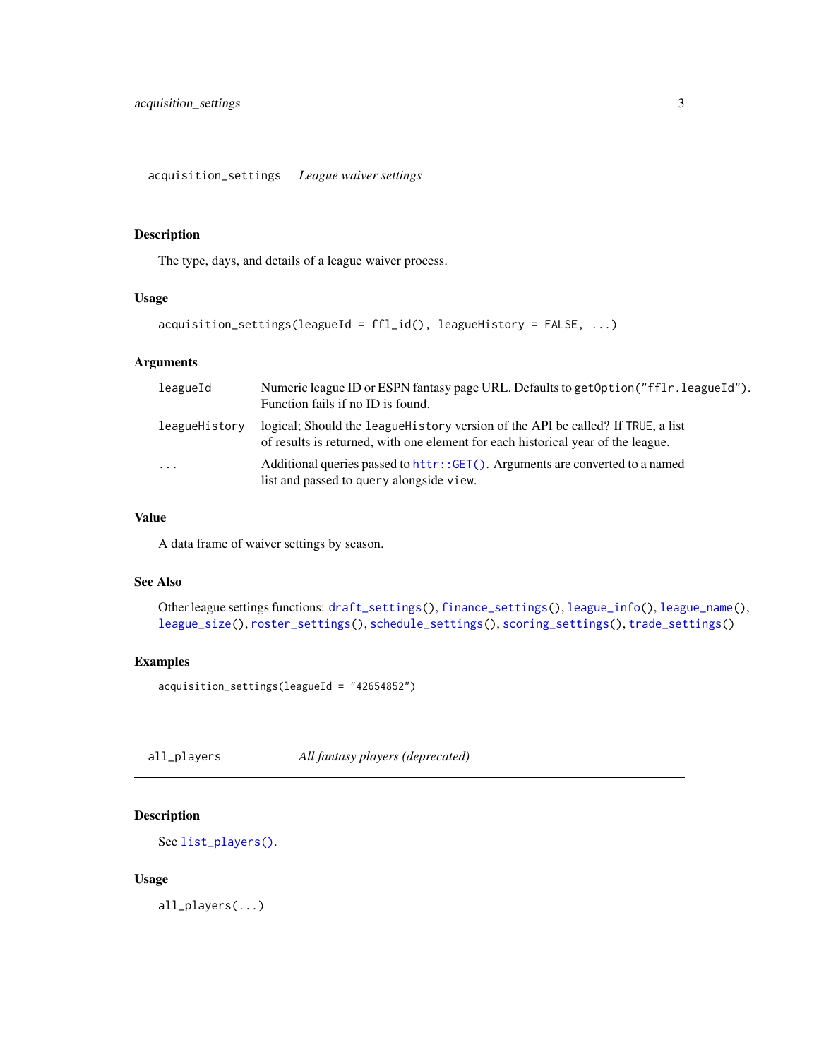## acquisition_settings *League waiver settings*

### Description

The type, days, and details of a league waiver process.

### Usage

```
acquisition_settings(leagueId = ffl_id(), leagueHistory = FALSE, ...)
```

### Arguments

| | |
|---|---|
| `leagueId` | Numeric league ID or ESPN fantasy page URL. Defaults to `getOption("fflr.leagueId")`. Function fails if no ID is found. |
| `leagueHistory` | logical; Should the `leagueHistory` version of the API be called? If `TRUE`, a list of results is returned, with one element for each historical year of the league. |
| `...` | Additional queries passed to `httr::GET()`. Arguments are converted to a named list and passed to `query` alongside `view`. |

### Value

A data frame of waiver settings by season.

### See Also

Other league settings functions: `draft_settings()`, `finance_settings()`, `league_info()`, `league_name()`, `league_size()`, `roster_settings()`, `schedule_settings()`, `scoring_settings()`, `trade_settings()`

### Examples

```
acquisition_settings(leagueId = "42654852")
```

## all_players *All fantasy players (deprecated)*

### Description

See `list_players()`.

### Usage

```
all_players(...)
```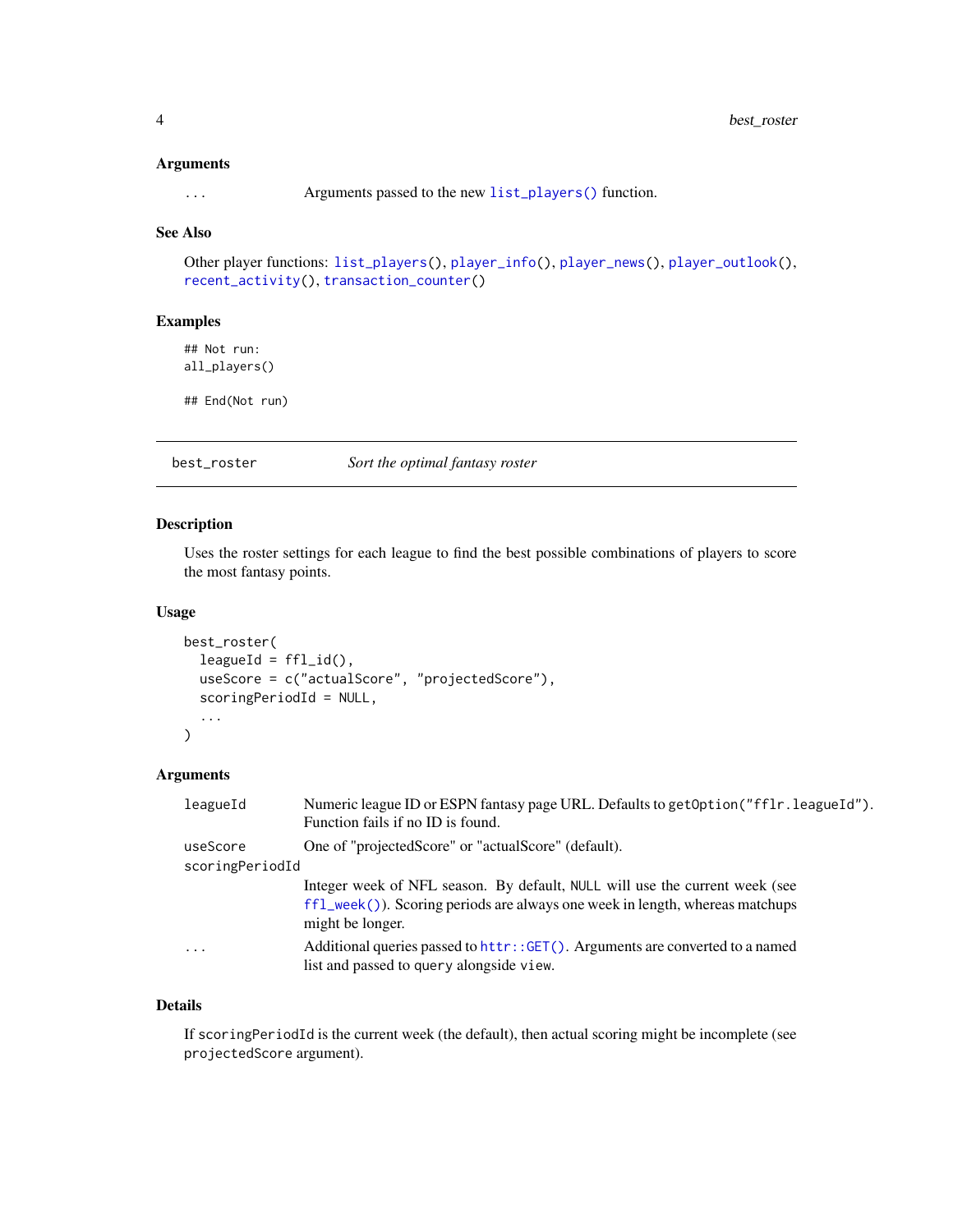### Arguments

| | |
|---|---|
| ... | Arguments passed to the new `list_players()` function. |

### See Also

Other player functions: `list_players()`, `player_info()`, `player_news()`, `player_outlook()`, `recent_activity()`, `transaction_counter()`

### Examples

```
## Not run:
all_players()

## End(Not run)
```

---

## best_roster — *Sort the optimal fantasy roster*

### Description

Uses the roster settings for each league to find the best possible combinations of players to score the most fantasy points.

### Usage

```
best_roster(
  leagueId = ffl_id(),
  useScore = c("actualScore", "projectedScore"),
  scoringPeriodId = NULL,
  ...
)
```

### Arguments

| | |
|---|---|
| leagueId | Numeric league ID or ESPN fantasy page URL. Defaults to `getOption("fflr.leagueId")`. Function fails if no ID is found. |
| useScore | One of "projectedScore" or "actualScore" (default). |
| scoringPeriodId | Integer week of NFL season. By default, `NULL` will use the current week (see `ffl_week()`). Scoring periods are always one week in length, whereas matchups might be longer. |
| ... | Additional queries passed to `httr::GET()`. Arguments are converted to a named list and passed to `query` alongside `view`. |

### Details

If `scoringPeriodId` is the current week (the default), then actual scoring might be incomplete (see `projectedScore` argument).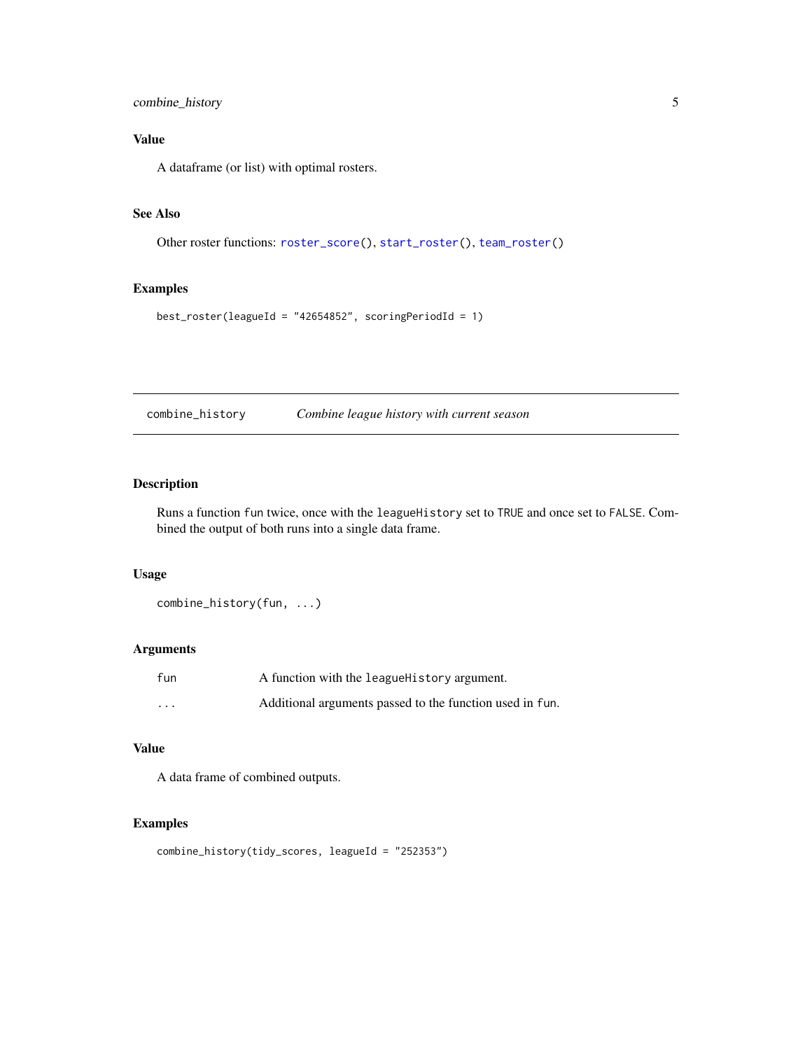### Value

A dataframe (or list) with optimal rosters.

### See Also

Other roster functions: `roster_score()`, `start_roster()`, `team_roster()`

### Examples

```
best_roster(leagueId = "42654852", scoringPeriodId = 1)
```

---

## combine_history — *Combine league history with current season*

### Description

Runs a function `fun` twice, once with the `leagueHistory` set to `TRUE` and once set to `FALSE`. Combined the output of both runs into a single data frame.

### Usage

```
combine_history(fun, ...)
```

### Arguments

| | |
|---|---|
| `fun` | A function with the `leagueHistory` argument. |
| `...` | Additional arguments passed to the function used in `fun`. |

### Value

A data frame of combined outputs.

### Examples

```
combine_history(tidy_scores, leagueId = "252353")
```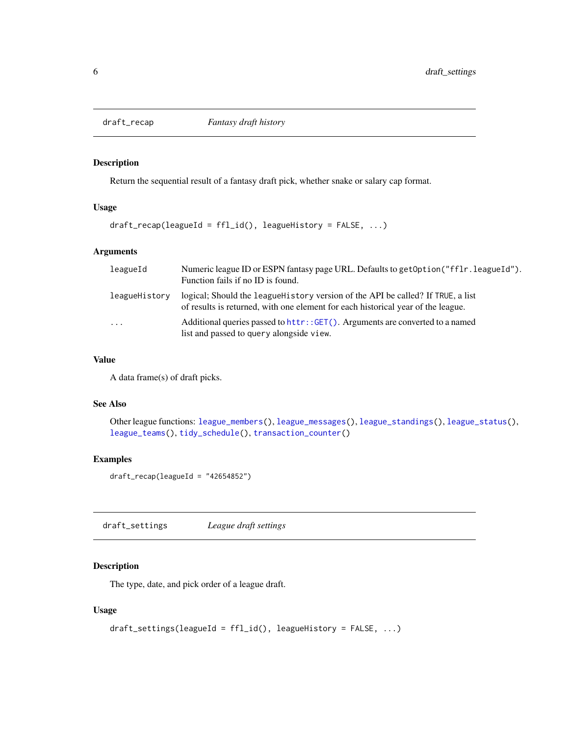## draft_recap — *Fantasy draft history*

### Description

Return the sequential result of a fantasy draft pick, whether snake or salary cap format.

### Usage

```
draft_recap(leagueId = ffl_id(), leagueHistory = FALSE, ...)
```

### Arguments

| | |
|---|---|
| `leagueId` | Numeric league ID or ESPN fantasy page URL. Defaults to `getOption("fflr.leagueId")`. Function fails if no ID is found. |
| `leagueHistory` | logical; Should the `leagueHistory` version of the API be called? If `TRUE`, a list of results is returned, with one element for each historical year of the league. |
| `...` | Additional queries passed to `httr::GET()`. Arguments are converted to a named list and passed to `query` alongside `view`. |

### Value

A data frame(s) of draft picks.

### See Also

Other league functions: `league_members()`, `league_messages()`, `league_standings()`, `league_status()`, `league_teams()`, `tidy_schedule()`, `transaction_counter()`

### Examples

```
draft_recap(leagueId = "42654852")
```

## draft_settings — *League draft settings*

### Description

The type, date, and pick order of a league draft.

### Usage

```
draft_settings(leagueId = ffl_id(), leagueHistory = FALSE, ...)
```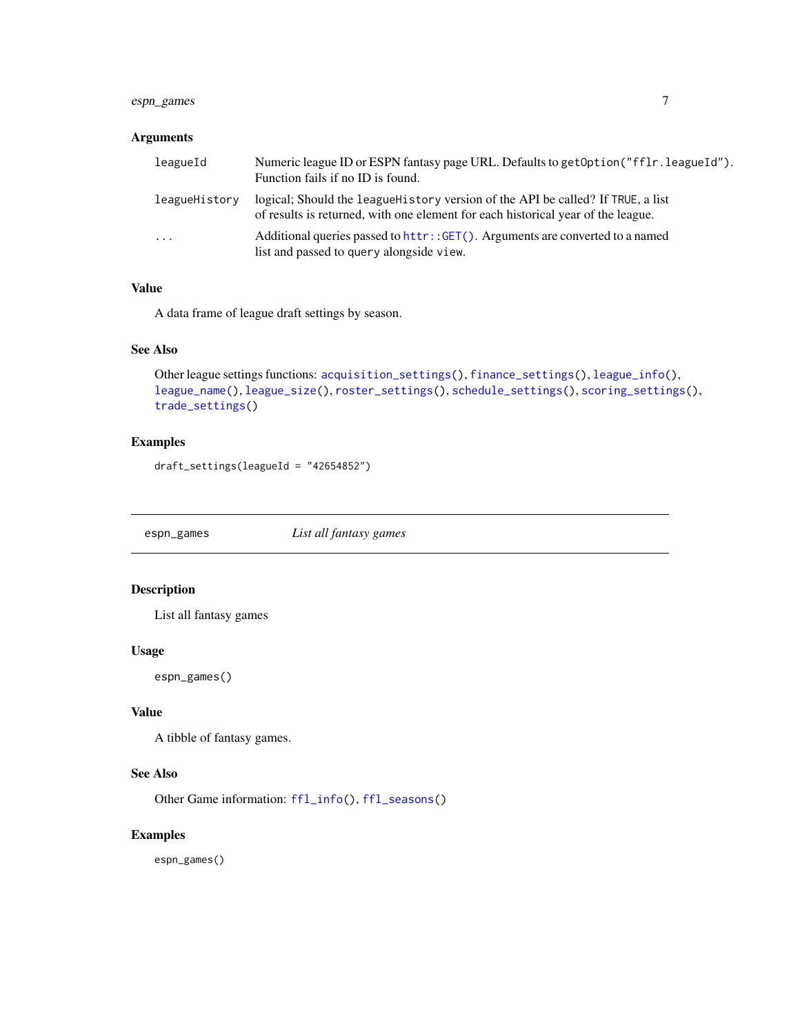### Arguments

| | |
|---|---|
| `leagueId` | Numeric league ID or ESPN fantasy page URL. Defaults to `getOption("fflr.leagueId")`. Function fails if no ID is found. |
| `leagueHistory` | logical; Should the `leagueHistory` version of the API be called? If `TRUE`, a list of results is returned, with one element for each historical year of the league. |
| `...` | Additional queries passed to `httr::GET()`. Arguments are converted to a named list and passed to `query` alongside `view`. |

### Value

A data frame of league draft settings by season.

### See Also

Other league settings functions: `acquisition_settings()`, `finance_settings()`, `league_info()`, `league_name()`, `league_size()`, `roster_settings()`, `schedule_settings()`, `scoring_settings()`, `trade_settings()`

### Examples

```
draft_settings(leagueId = "42654852")
```

---

## espn_games — *List all fantasy games*

### Description

List all fantasy games

### Usage

```
espn_games()
```

### Value

A tibble of fantasy games.

### See Also

Other Game information: `ffl_info()`, `ffl_seasons()`

### Examples

```
espn_games()
```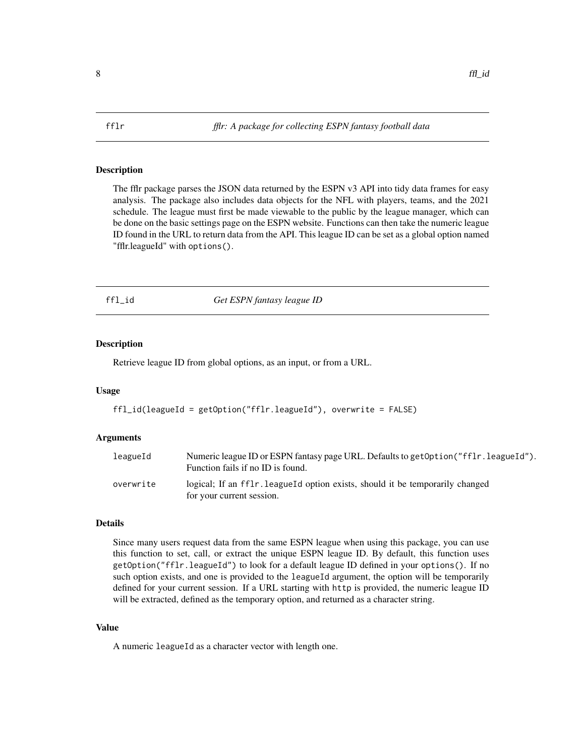## fflr — *fflr: A package for collecting ESPN fantasy football data*

### Description

The fflr package parses the JSON data returned by the ESPN v3 API into tidy data frames for easy analysis. The package also includes data objects for the NFL with players, teams, and the 2021 schedule. The league must first be made viewable to the public by the league manager, which can be done on the basic settings page on the ESPN website. Functions can then take the numeric league ID found in the URL to return data from the API. This league ID can be set as a global option named "fflr.leagueId" with `options()`.

## ffl_id — *Get ESPN fantasy league ID*

### Description

Retrieve league ID from global options, as an input, or from a URL.

### Usage

```
ffl_id(leagueId = getOption("fflr.leagueId"), overwrite = FALSE)
```

### Arguments

| | |
|---|---|
| `leagueId` | Numeric league ID or ESPN fantasy page URL. Defaults to `getOption("fflr.leagueId")`. Function fails if no ID is found. |
| `overwrite` | logical; If an `fflr.leagueId` option exists, should it be temporarily changed for your current session. |

### Details

Since many users request data from the same ESPN league when using this package, you can use this function to set, call, or extract the unique ESPN league ID. By default, this function uses `getOption("fflr.leagueId")` to look for a default league ID defined in your `options()`. If no such option exists, and one is provided to the `leagueId` argument, the option will be temporarily defined for your current session. If a URL starting with `http` is provided, the numeric league ID will be extracted, defined as the temporary option, and returned as a character string.

### Value

A numeric `leagueId` as a character vector with length one.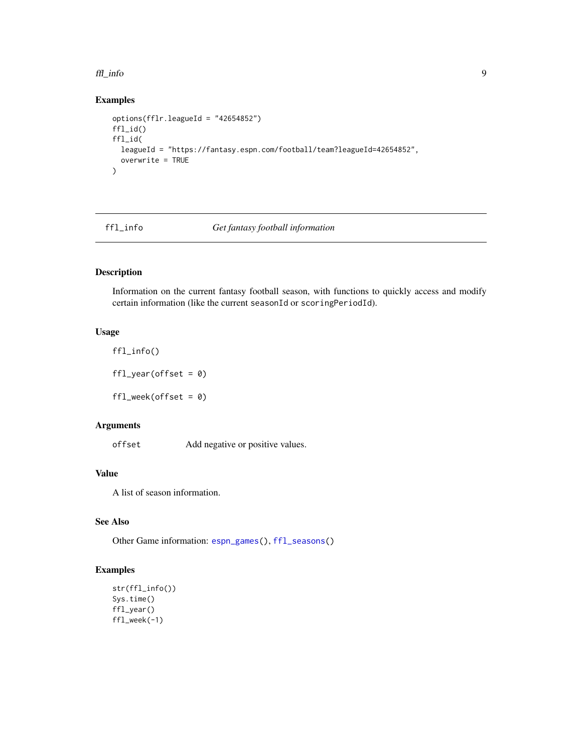## Examples

```
options(fflr.leagueId = "42654852")
ffl_id()
ffl_id(
  leagueId = "https://fantasy.espn.com/football/team?leagueId=42654852",
  overwrite = TRUE
)
```

---

# ffl_info — *Get fantasy football information*

## Description

Information on the current fantasy football season, with functions to quickly access and modify certain information (like the current `seasonId` or `scoringPeriodId`).

## Usage

```
ffl_info()

ffl_year(offset = 0)

ffl_week(offset = 0)
```

## Arguments

| | |
|---|---|
| `offset` | Add negative or positive values. |

## Value

A list of season information.

## See Also

Other Game information: `espn_games()`, `ffl_seasons()`

## Examples

```
str(ffl_info())
Sys.time()
ffl_year()
ffl_week(-1)
```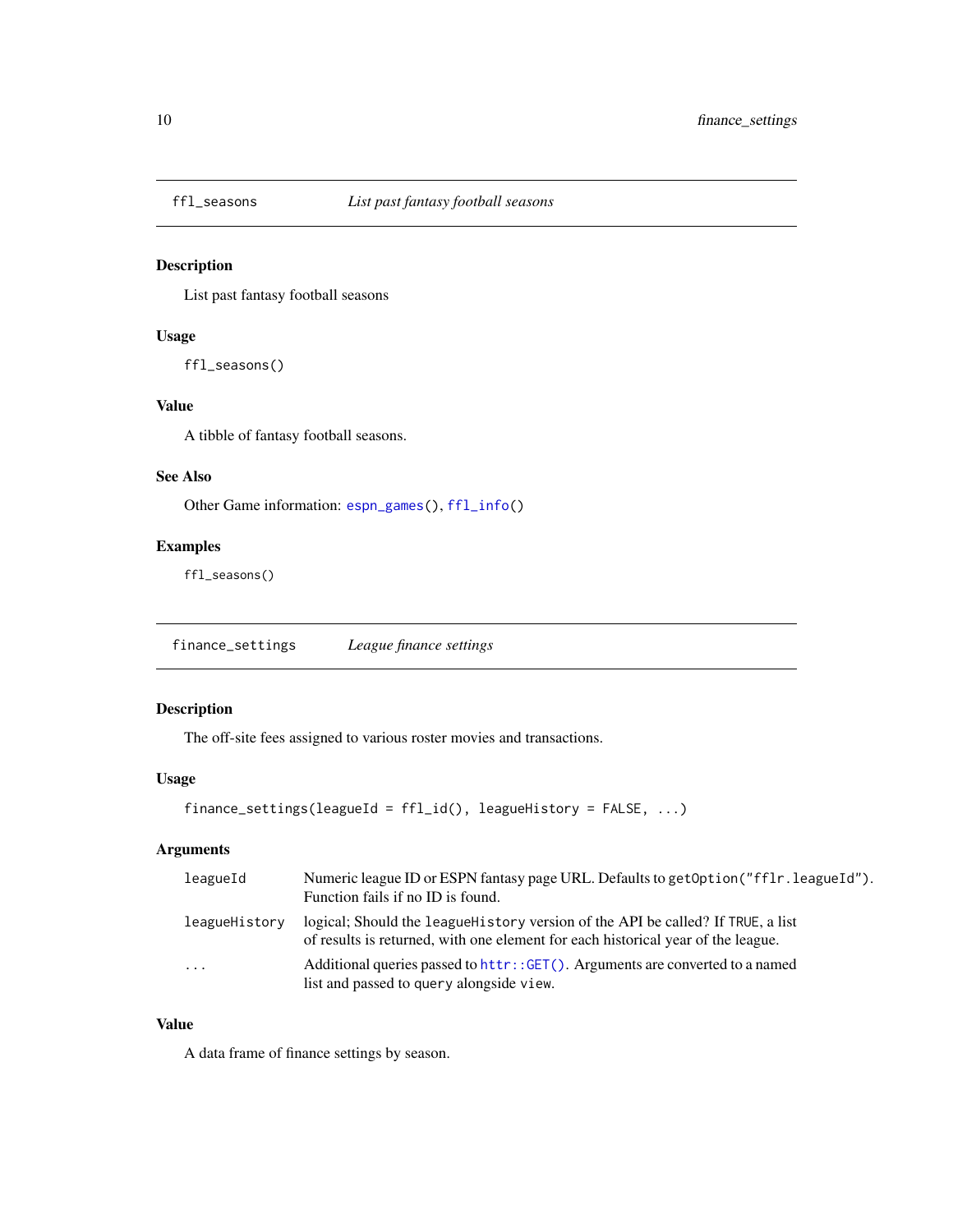## ffl_seasons — *List past fantasy football seasons*

### Description

List past fantasy football seasons

### Usage

```
ffl_seasons()
```

### Value

A tibble of fantasy football seasons.

### See Also

Other Game information: espn_games(), ffl_info()

### Examples

```
ffl_seasons()
```

## finance_settings — *League finance settings*

### Description

The off-site fees assigned to various roster movies and transactions.

### Usage

```
finance_settings(leagueId = ffl_id(), leagueHistory = FALSE, ...)
```

### Arguments

| | |
|---|---|
| leagueId | Numeric league ID or ESPN fantasy page URL. Defaults to getOption("fflr.leagueId"). Function fails if no ID is found. |
| leagueHistory | logical; Should the leagueHistory version of the API be called? If TRUE, a list of results is returned, with one element for each historical year of the league. |
| ... | Additional queries passed to httr::GET(). Arguments are converted to a named list and passed to query alongside view. |

### Value

A data frame of finance settings by season.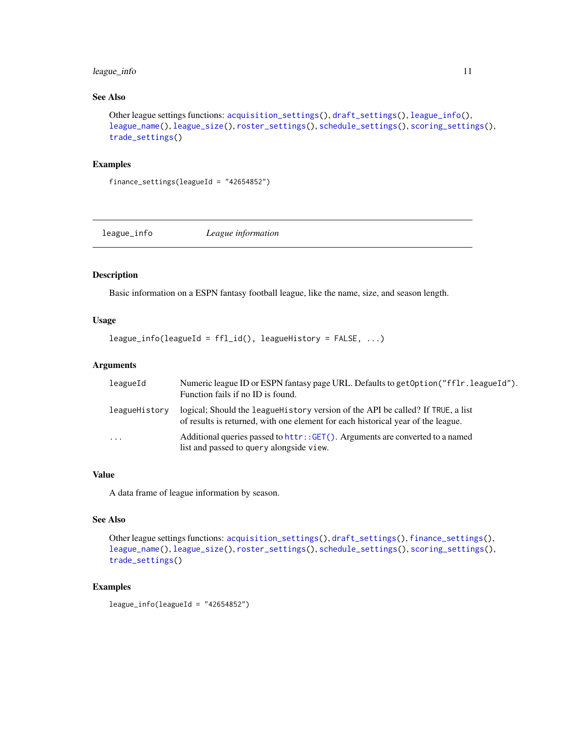### See Also

Other league settings functions: acquisition_settings(), draft_settings(), league_info(), league_name(), league_size(), roster_settings(), schedule_settings(), scoring_settings(), trade_settings()

### Examples

```
finance_settings(leagueId = "42654852")
```

---

## league_info — *League information*

---

### Description

Basic information on a ESPN fantasy football league, like the name, size, and season length.

### Usage

```
league_info(leagueId = ffl_id(), leagueHistory = FALSE, ...)
```

### Arguments

| | |
|---|---|
| leagueId | Numeric league ID or ESPN fantasy page URL. Defaults to `getOption("fflr.leagueId")`. Function fails if no ID is found. |
| leagueHistory | logical; Should the `leagueHistory` version of the API be called? If `TRUE`, a list of results is returned, with one element for each historical year of the league. |
| ... | Additional queries passed to `httr::GET()`. Arguments are converted to a named list and passed to `query` alongside `view`. |

### Value

A data frame of league information by season.

### See Also

Other league settings functions: acquisition_settings(), draft_settings(), finance_settings(), league_name(), league_size(), roster_settings(), schedule_settings(), scoring_settings(), trade_settings()

### Examples

```
league_info(leagueId = "42654852")
```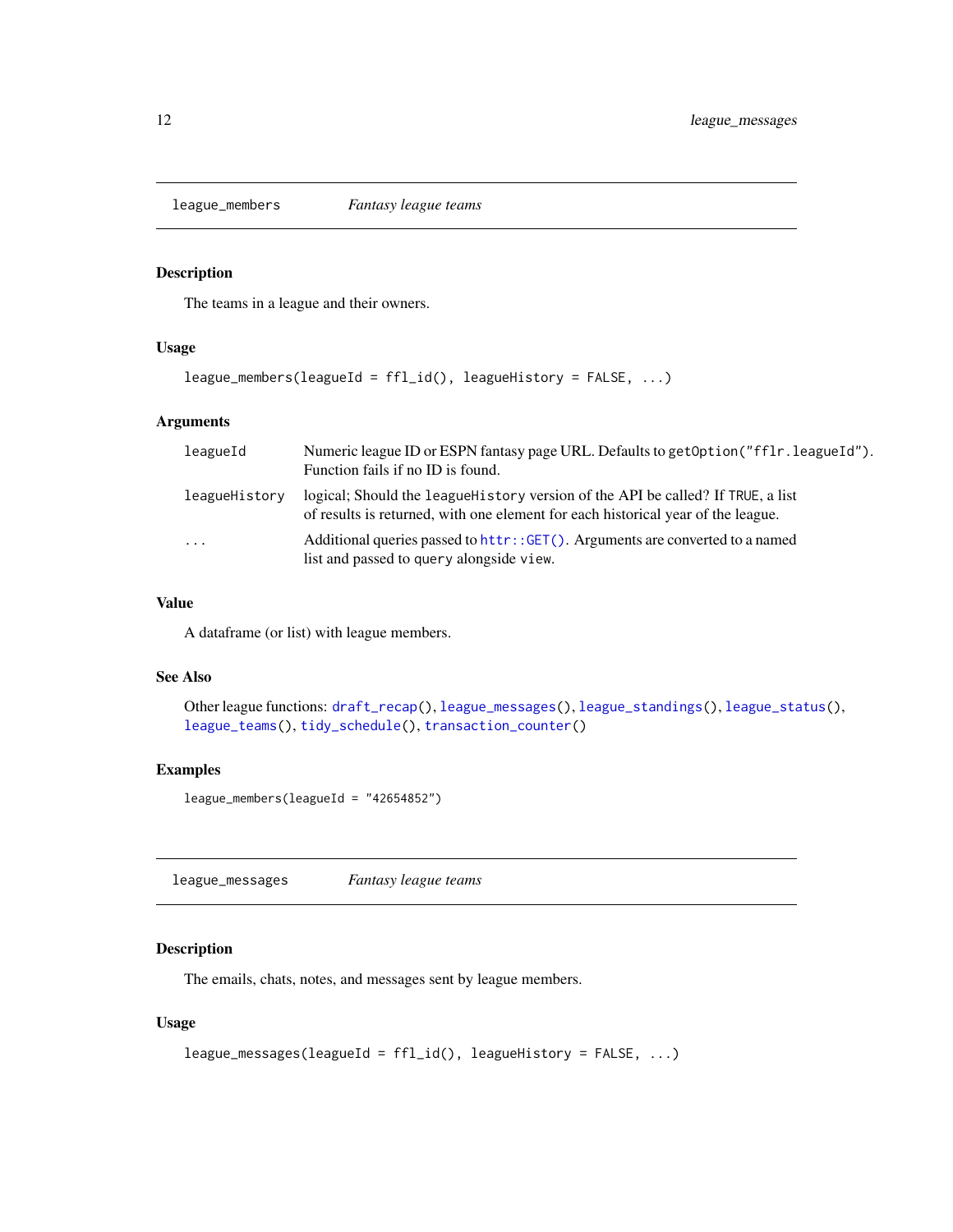## league_members *Fantasy league teams*

### Description

The teams in a league and their owners.

### Usage

```
league_members(leagueId = ffl_id(), leagueHistory = FALSE, ...)
```

### Arguments

| | |
|---|---|
| leagueId | Numeric league ID or ESPN fantasy page URL. Defaults to `getOption("fflr.leagueId")`. Function fails if no ID is found. |
| leagueHistory | logical; Should the `leagueHistory` version of the API be called? If `TRUE`, a list of results is returned, with one element for each historical year of the league. |
| ... | Additional queries passed to `httr::GET()`. Arguments are converted to a named list and passed to `query` alongside `view`. |

### Value

A dataframe (or list) with league members.

### See Also

Other league functions: `draft_recap()`, `league_messages()`, `league_standings()`, `league_status()`, `league_teams()`, `tidy_schedule()`, `transaction_counter()`

### Examples

```
league_members(leagueId = "42654852")
```

## league_messages *Fantasy league teams*

### Description

The emails, chats, notes, and messages sent by league members.

### Usage

```
league_messages(leagueId = ffl_id(), leagueHistory = FALSE, ...)
```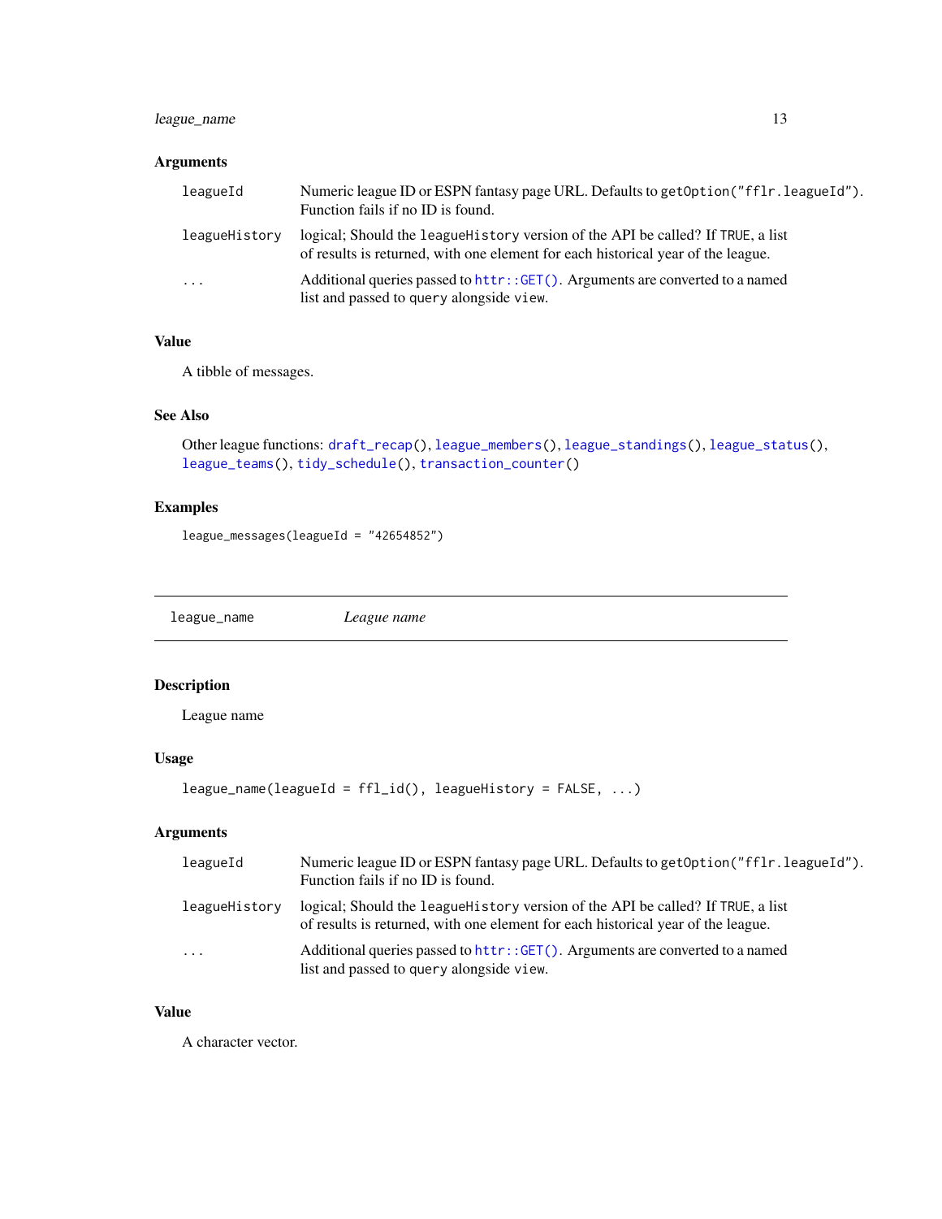### Arguments

| | |
|---|---|
| `leagueId` | Numeric league ID or ESPN fantasy page URL. Defaults to `getOption("fflr.leagueId")`. Function fails if no ID is found. |
| `leagueHistory` | logical; Should the `leagueHistory` version of the API be called? If `TRUE`, a list of results is returned, with one element for each historical year of the league. |
| `...` | Additional queries passed to `httr::GET()`. Arguments are converted to a named list and passed to `query` alongside `view`. |

### Value

A tibble of messages.

### See Also

Other league functions: `draft_recap()`, `league_members()`, `league_standings()`, `league_status()`, `league_teams()`, `tidy_schedule()`, `transaction_counter()`

### Examples

```
league_messages(leagueId = "42654852")
```

---

## `league_name` — *League name*

---

### Description

League name

### Usage

```
league_name(leagueId = ffl_id(), leagueHistory = FALSE, ...)
```

### Arguments

| | |
|---|---|
| `leagueId` | Numeric league ID or ESPN fantasy page URL. Defaults to `getOption("fflr.leagueId")`. Function fails if no ID is found. |
| `leagueHistory` | logical; Should the `leagueHistory` version of the API be called? If `TRUE`, a list of results is returned, with one element for each historical year of the league. |
| `...` | Additional queries passed to `httr::GET()`. Arguments are converted to a named list and passed to `query` alongside `view`. |

### Value

A character vector.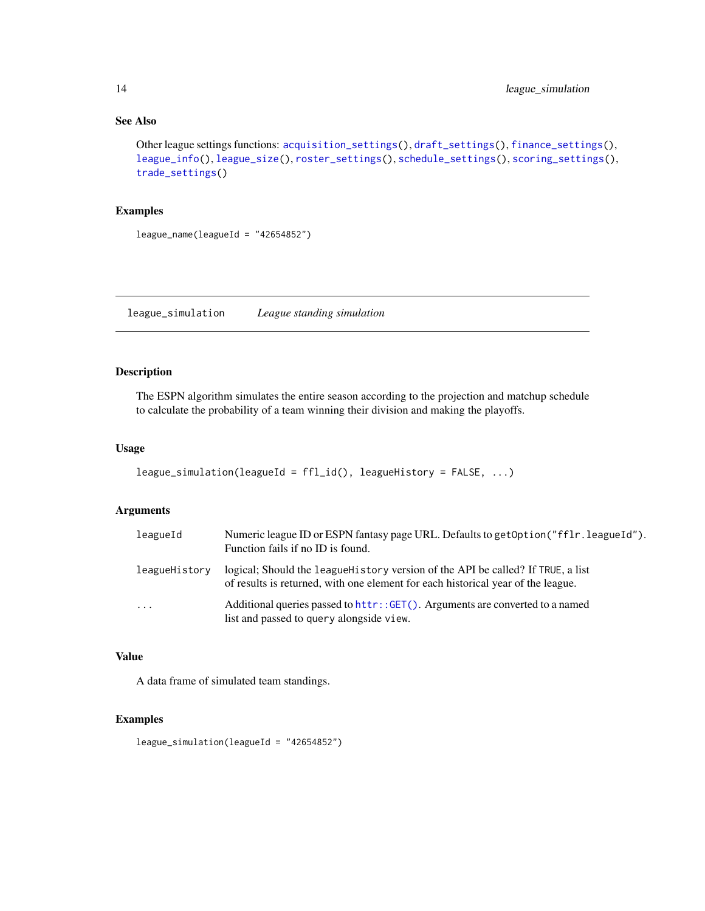### See Also

Other league settings functions: acquisition_settings(), draft_settings(), finance_settings(), league_info(), league_size(), roster_settings(), schedule_settings(), scoring_settings(), trade_settings()

### Examples

```
league_name(leagueId = "42654852")
```

---

## league_simulation — *League standing simulation*

---

### Description

The ESPN algorithm simulates the entire season according to the projection and matchup schedule to calculate the probability of a team winning their division and making the playoffs.

### Usage

```
league_simulation(leagueId = ffl_id(), leagueHistory = FALSE, ...)
```

### Arguments

| | |
|---|---|
| leagueId | Numeric league ID or ESPN fantasy page URL. Defaults to getOption("fflr.leagueId"). Function fails if no ID is found. |
| leagueHistory | logical; Should the leagueHistory version of the API be called? If TRUE, a list of results is returned, with one element for each historical year of the league. |
| ... | Additional queries passed to httr::GET(). Arguments are converted to a named list and passed to query alongside view. |

### Value

A data frame of simulated team standings.

### Examples

```
league_simulation(leagueId = "42654852")
```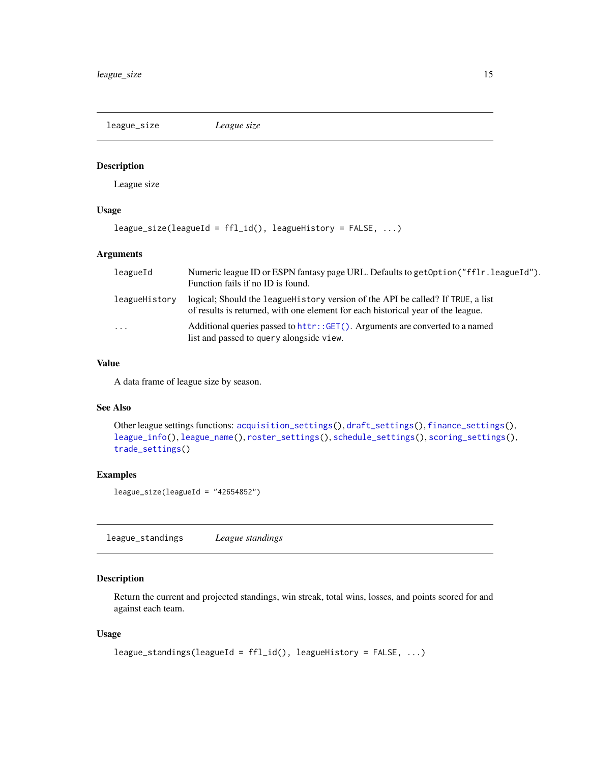## league_size    *League size*

### Description

League size

### Usage

```
league_size(leagueId = ffl_id(), leagueHistory = FALSE, ...)
```

### Arguments

| | |
|---|---|
| leagueId | Numeric league ID or ESPN fantasy page URL. Defaults to getOption("fflr.leagueId"). Function fails if no ID is found. |
| leagueHistory | logical; Should the leagueHistory version of the API be called? If TRUE, a list of results is returned, with one element for each historical year of the league. |
| ... | Additional queries passed to httr::GET(). Arguments are converted to a named list and passed to query alongside view. |

### Value

A data frame of league size by season.

### See Also

Other league settings functions: acquisition_settings(), draft_settings(), finance_settings(), league_info(), league_name(), roster_settings(), schedule_settings(), scoring_settings(), trade_settings()

### Examples

```
league_size(leagueId = "42654852")
```

## league_standings    *League standings*

### Description

Return the current and projected standings, win streak, total wins, losses, and points scored for and against each team.

### Usage

```
league_standings(leagueId = ffl_id(), leagueHistory = FALSE, ...)
```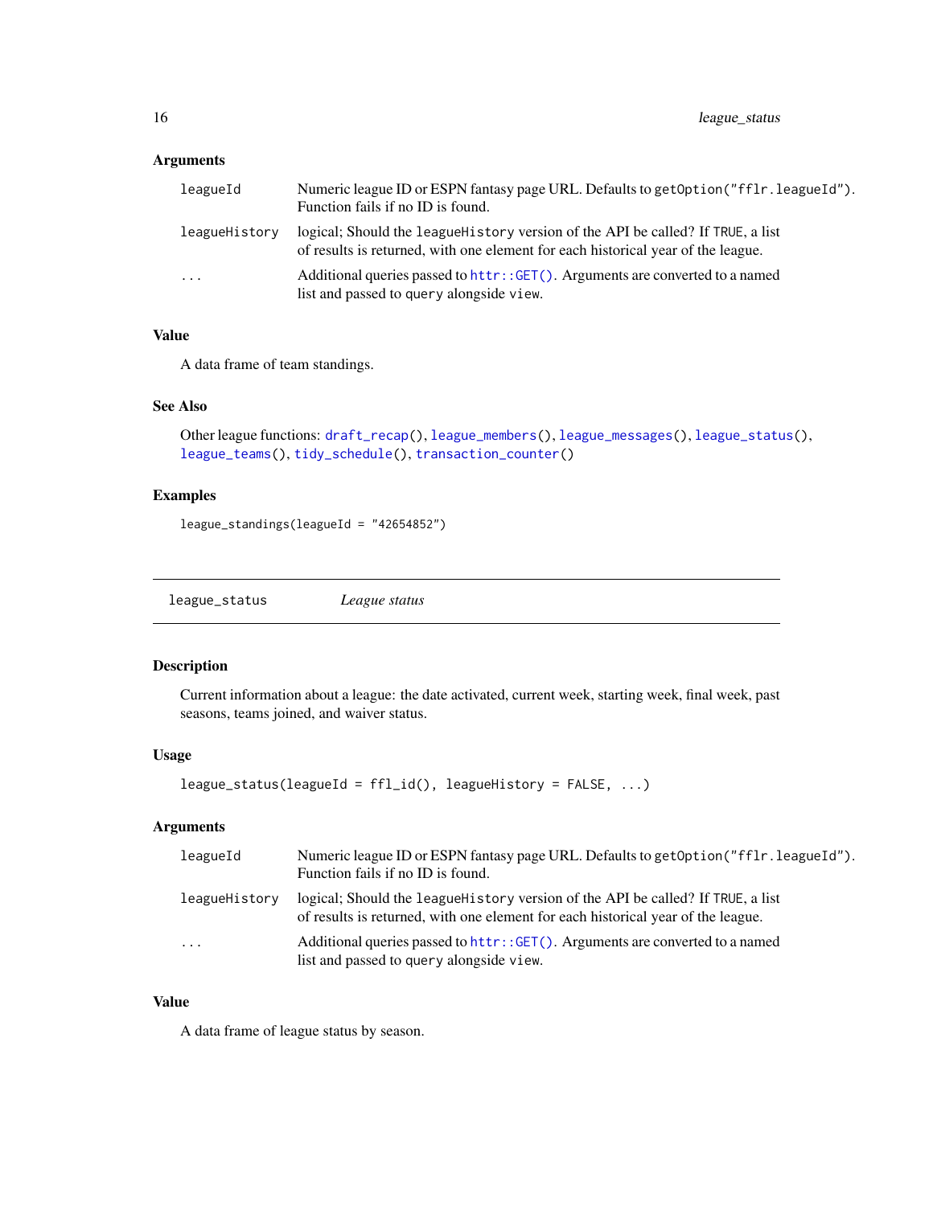### Arguments

| | |
|---|---|
| `leagueId` | Numeric league ID or ESPN fantasy page URL. Defaults to `getOption("fflr.leagueId")`. Function fails if no ID is found. |
| `leagueHistory` | logical; Should the `leagueHistory` version of the API be called? If `TRUE`, a list of results is returned, with one element for each historical year of the league. |
| `...` | Additional queries passed to `httr::GET()`. Arguments are converted to a named list and passed to `query` alongside `view`. |

### Value

A data frame of team standings.

### See Also

Other league functions: `draft_recap()`, `league_members()`, `league_messages()`, `league_status()`, `league_teams()`, `tidy_schedule()`, `transaction_counter()`

### Examples

```
league_standings(leagueId = "42654852")
```

---

## `league_status` *League status*

---

### Description

Current information about a league: the date activated, current week, starting week, final week, past seasons, teams joined, and waiver status.

### Usage

```
league_status(leagueId = ffl_id(), leagueHistory = FALSE, ...)
```

### Arguments

| | |
|---|---|
| `leagueId` | Numeric league ID or ESPN fantasy page URL. Defaults to `getOption("fflr.leagueId")`. Function fails if no ID is found. |
| `leagueHistory` | logical; Should the `leagueHistory` version of the API be called? If `TRUE`, a list of results is returned, with one element for each historical year of the league. |
| `...` | Additional queries passed to `httr::GET()`. Arguments are converted to a named list and passed to `query` alongside `view`. |

### Value

A data frame of league status by season.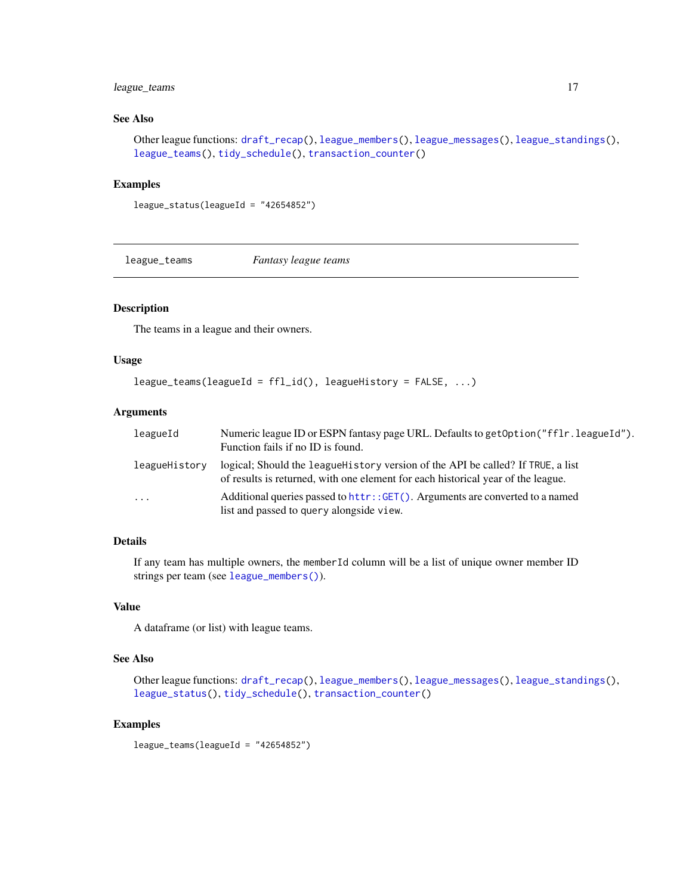## See Also

Other league functions: `draft_recap()`, `league_members()`, `league_messages()`, `league_standings()`, `league_teams()`, `tidy_schedule()`, `transaction_counter()`

## Examples

```
league_status(leagueId = "42654852")
```

---

# league_teams — *Fantasy league teams*

## Description

The teams in a league and their owners.

## Usage

```
league_teams(leagueId = ffl_id(), leagueHistory = FALSE, ...)
```

## Arguments

| Argument | Description |
|---|---|
| `leagueId` | Numeric league ID or ESPN fantasy page URL. Defaults to `getOption("fflr.leagueId")`. Function fails if no ID is found. |
| `leagueHistory` | logical; Should the `leagueHistory` version of the API be called? If `TRUE`, a list of results is returned, with one element for each historical year of the league. |
| `...` | Additional queries passed to `httr::GET()`. Arguments are converted to a named list and passed to `query` alongside `view`. |

## Details

If any team has multiple owners, the `memberId` column will be a list of unique owner member ID strings per team (see `league_members()`).

## Value

A dataframe (or list) with league teams.

## See Also

Other league functions: `draft_recap()`, `league_members()`, `league_messages()`, `league_standings()`, `league_status()`, `tidy_schedule()`, `transaction_counter()`

## Examples

```
league_teams(leagueId = "42654852")
```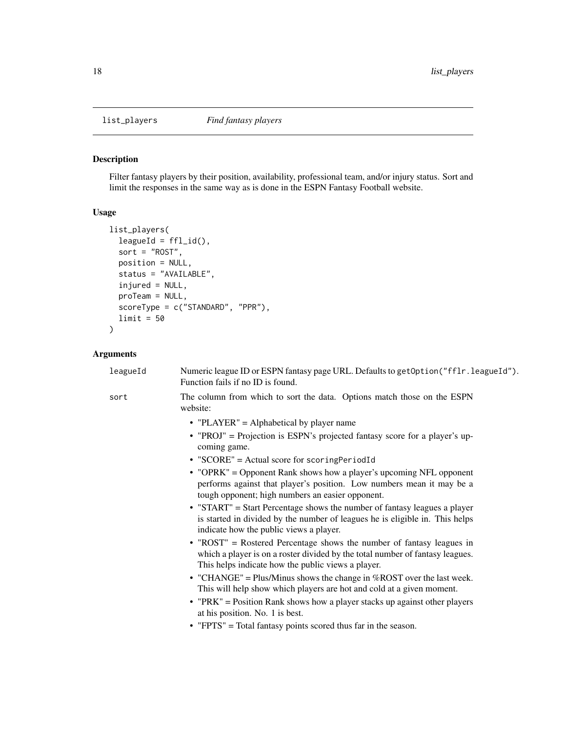## list_players — *Find fantasy players*

### Description

Filter fantasy players by their position, availability, professional team, and/or injury status. Sort and limit the responses in the same way as is done in the ESPN Fantasy Football website.

### Usage

```
list_players(
  leagueId = ffl_id(),
  sort = "ROST",
  position = NULL,
  status = "AVAILABLE",
  injured = NULL,
  proTeam = NULL,
  scoreType = c("STANDARD", "PPR"),
  limit = 50
)
```

### Arguments

`leagueId` Numeric league ID or ESPN fantasy page URL. Defaults to `getOption("fflr.leagueId")`. Function fails if no ID is found.

`sort` The column from which to sort the data. Options match those on the ESPN website:

- "PLAYER" = Alphabetical by player name
- "PROJ" = Projection is ESPN's projected fantasy score for a player's upcoming game.
- "SCORE" = Actual score for `scoringPeriodId`
- "OPRK" = Opponent Rank shows how a player's upcoming NFL opponent performs against that player's position. Low numbers mean it may be a tough opponent; high numbers an easier opponent.
- "START" = Start Percentage shows the number of fantasy leagues a player is started in divided by the number of leagues he is eligible in. This helps indicate how the public views a player.
- "ROST" = Rostered Percentage shows the number of fantasy leagues in which a player is on a roster divided by the total number of fantasy leagues. This helps indicate how the public views a player.
- "CHANGE" = Plus/Minus shows the change in %ROST over the last week. This will help show which players are hot and cold at a given moment.
- "PRK" = Position Rank shows how a player stacks up against other players at his position. No. 1 is best.
- "FPTS" = Total fantasy points scored thus far in the season.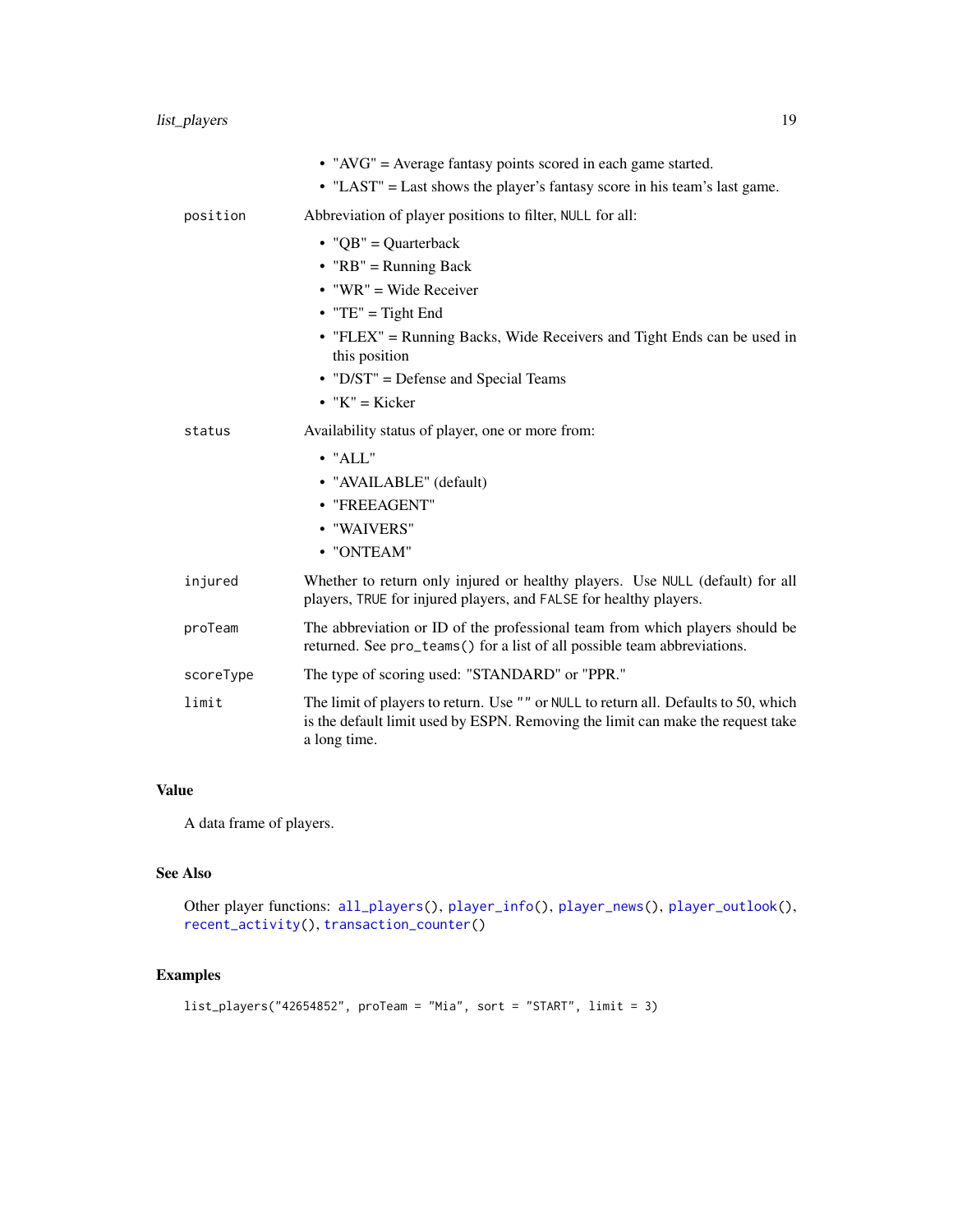- "AVG" = Average fantasy points scored in each game started.
- "LAST" = Last shows the player's fantasy score in his team's last game.

`position` Abbreviation of player positions to filter, `NULL` for all:

- "QB" = Quarterback
- "RB" = Running Back
- "WR" = Wide Receiver
- "TE" = Tight End
- "FLEX" = Running Backs, Wide Receivers and Tight Ends can be used in this position
- "D/ST" = Defense and Special Teams
- "K" = Kicker

`status` Availability status of player, one or more from:

- "ALL"
- "AVAILABLE" (default)
- "FREEAGENT"
- "WAIVERS"
- "ONTEAM"

`injured` Whether to return only injured or healthy players. Use `NULL` (default) for all players, `TRUE` for injured players, and `FALSE` for healthy players.

`proTeam` The abbreviation or ID of the professional team from which players should be returned. See `pro_teams()` for a list of all possible team abbreviations.

`scoreType` The type of scoring used: "STANDARD" or "PPR."

`limit` The limit of players to return. Use `""` or `NULL` to return all. Defaults to 50, which is the default limit used by ESPN. Removing the limit can make the request take a long time.

## Value

A data frame of players.

## See Also

Other player functions: `all_players()`, `player_info()`, `player_news()`, `player_outlook()`, `recent_activity()`, `transaction_counter()`

## Examples

```
list_players("42654852", proTeam = "Mia", sort = "START", limit = 3)
```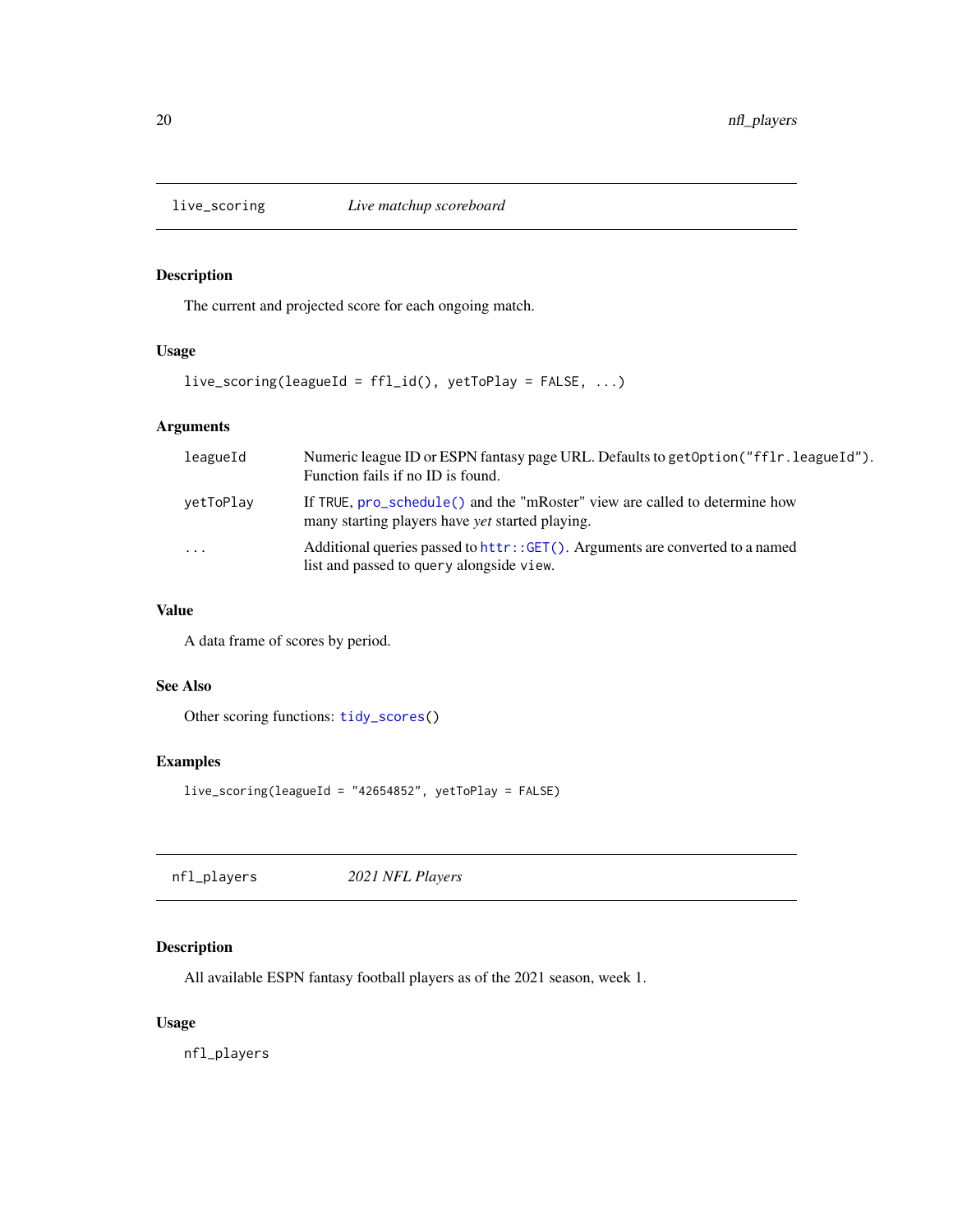## live_scoring — *Live matchup scoreboard*

### Description

The current and projected score for each ongoing match.

### Usage

```
live_scoring(leagueId = ffl_id(), yetToPlay = FALSE, ...)
```

### Arguments

| | |
|---|---|
| leagueId | Numeric league ID or ESPN fantasy page URL. Defaults to `getOption("fflr.leagueId")`. Function fails if no ID is found. |
| yetToPlay | If `TRUE`, `pro_schedule()` and the "mRoster" view are called to determine how many starting players have *yet* started playing. |
| ... | Additional queries passed to `httr::GET()`. Arguments are converted to a named list and passed to `query` alongside `view`. |

### Value

A data frame of scores by period.

### See Also

Other scoring functions: `tidy_scores()`

### Examples

```
live_scoring(leagueId = "42654852", yetToPlay = FALSE)
```

## nfl_players — *2021 NFL Players*

### Description

All available ESPN fantasy football players as of the 2021 season, week 1.

### Usage

```
nfl_players
```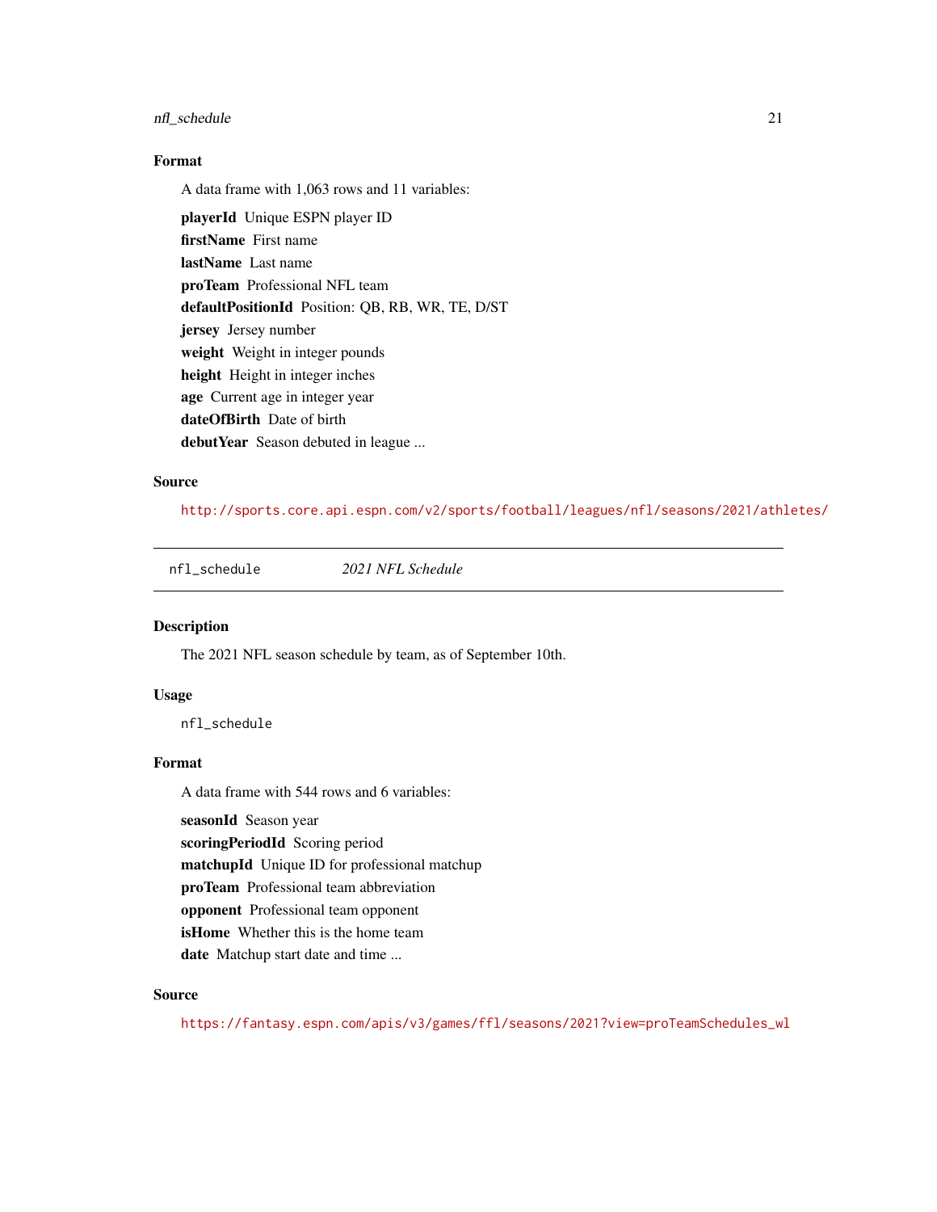### Format

A data frame with 1,063 rows and 11 variables:

**playerId** Unique ESPN player ID

**firstName** First name

**lastName** Last name

**proTeam** Professional NFL team

**defaultPositionId** Position: QB, RB, WR, TE, D/ST

**jersey** Jersey number

**weight** Weight in integer pounds

**height** Height in integer inches

**age** Current age in integer year

**dateOfBirth** Date of birth

**debutYear** Season debuted in league ...

### Source

http://sports.core.api.espn.com/v2/sports/football/leagues/nfl/seasons/2021/athletes/

---

## nfl_schedule *2021 NFL Schedule*

### Description

The 2021 NFL season schedule by team, as of September 10th.

### Usage

```
nfl_schedule
```

### Format

A data frame with 544 rows and 6 variables:

**seasonId** Season year

**scoringPeriodId** Scoring period

**matchupId** Unique ID for professional matchup

**proTeam** Professional team abbreviation

**opponent** Professional team opponent

**isHome** Whether this is the home team

**date** Matchup start date and time ...

### Source

https://fantasy.espn.com/apis/v3/games/ffl/seasons/2021?view=proTeamSchedules_wl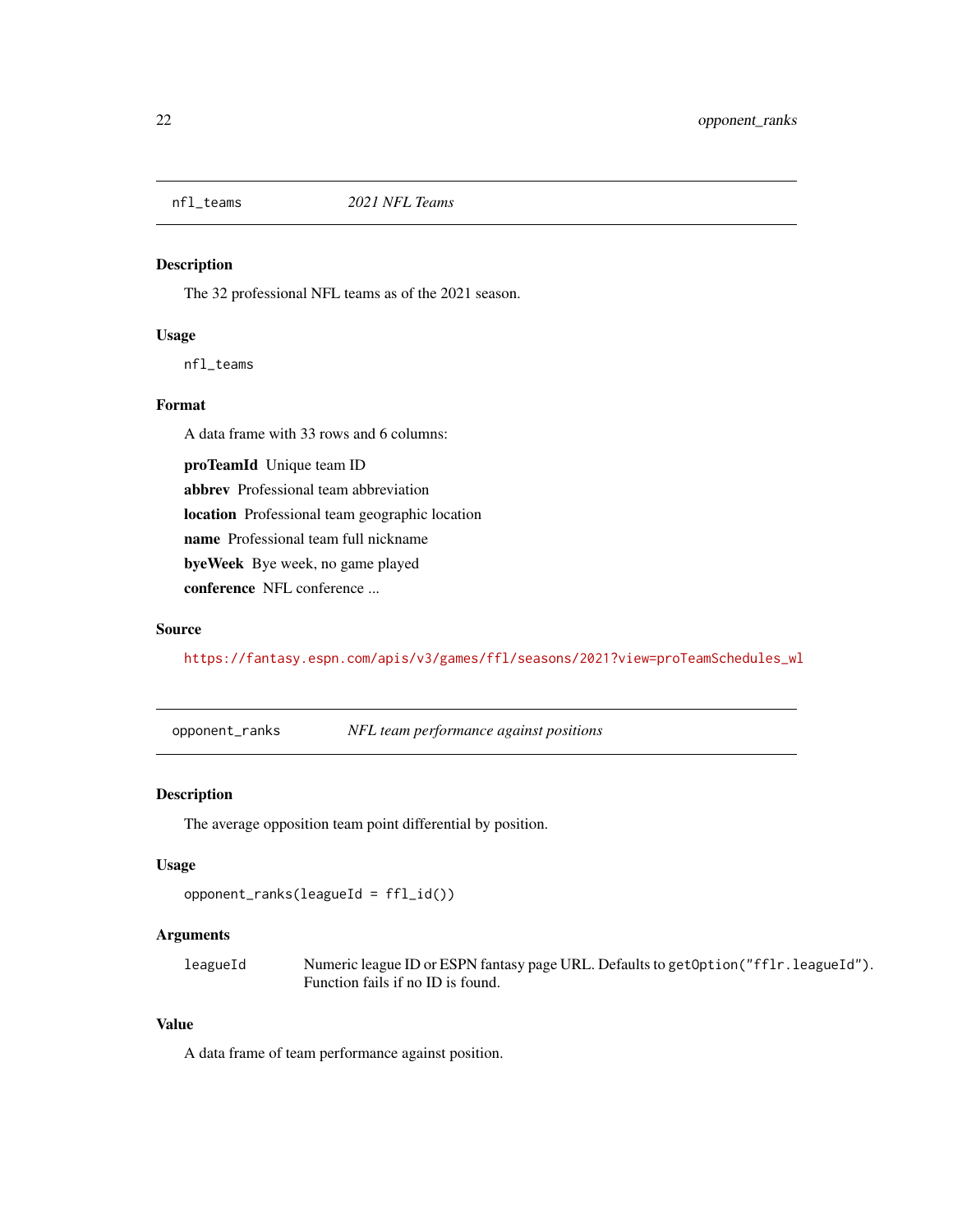## nfl_teams *2021 NFL Teams*

### Description

The 32 professional NFL teams as of the 2021 season.

### Usage

```
nfl_teams
```

### Format

A data frame with 33 rows and 6 columns:

**proTeamId** Unique team ID

**abbrev** Professional team abbreviation

**location** Professional team geographic location

**name** Professional team full nickname

**byeWeek** Bye week, no game played

**conference** NFL conference ...

### Source

https://fantasy.espn.com/apis/v3/games/ffl/seasons/2021?view=proTeamSchedules_wl

## opponent_ranks *NFL team performance against positions*

### Description

The average opposition team point differential by position.

### Usage

```
opponent_ranks(leagueId = ffl_id())
```

### Arguments

| | |
|---|---|
| leagueId | Numeric league ID or ESPN fantasy page URL. Defaults to `getOption("fflr.leagueId")`. Function fails if no ID is found. |

### Value

A data frame of team performance against position.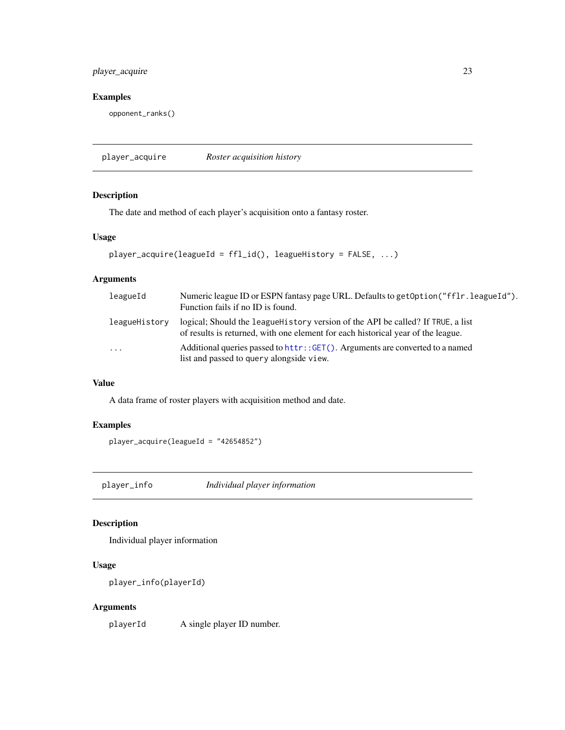### Examples

```
opponent_ranks()
```

## player_acquire *Roster acquisition history*

### Description

The date and method of each player's acquisition onto a fantasy roster.

### Usage

```
player_acquire(leagueId = ffl_id(), leagueHistory = FALSE, ...)
```

### Arguments

| | |
|---|---|
| `leagueId` | Numeric league ID or ESPN fantasy page URL. Defaults to `getOption("fflr.leagueId")`. Function fails if no ID is found. |
| `leagueHistory` | logical; Should the `leagueHistory` version of the API be called? If `TRUE`, a list of results is returned, with one element for each historical year of the league. |
| `...` | Additional queries passed to `httr::GET()`. Arguments are converted to a named list and passed to `query` alongside `view`. |

### Value

A data frame of roster players with acquisition method and date.

### Examples

```
player_acquire(leagueId = "42654852")
```

## player_info *Individual player information*

### Description

Individual player information

### Usage

```
player_info(playerId)
```

### Arguments

| | |
|---|---|
| `playerId` | A single player ID number. |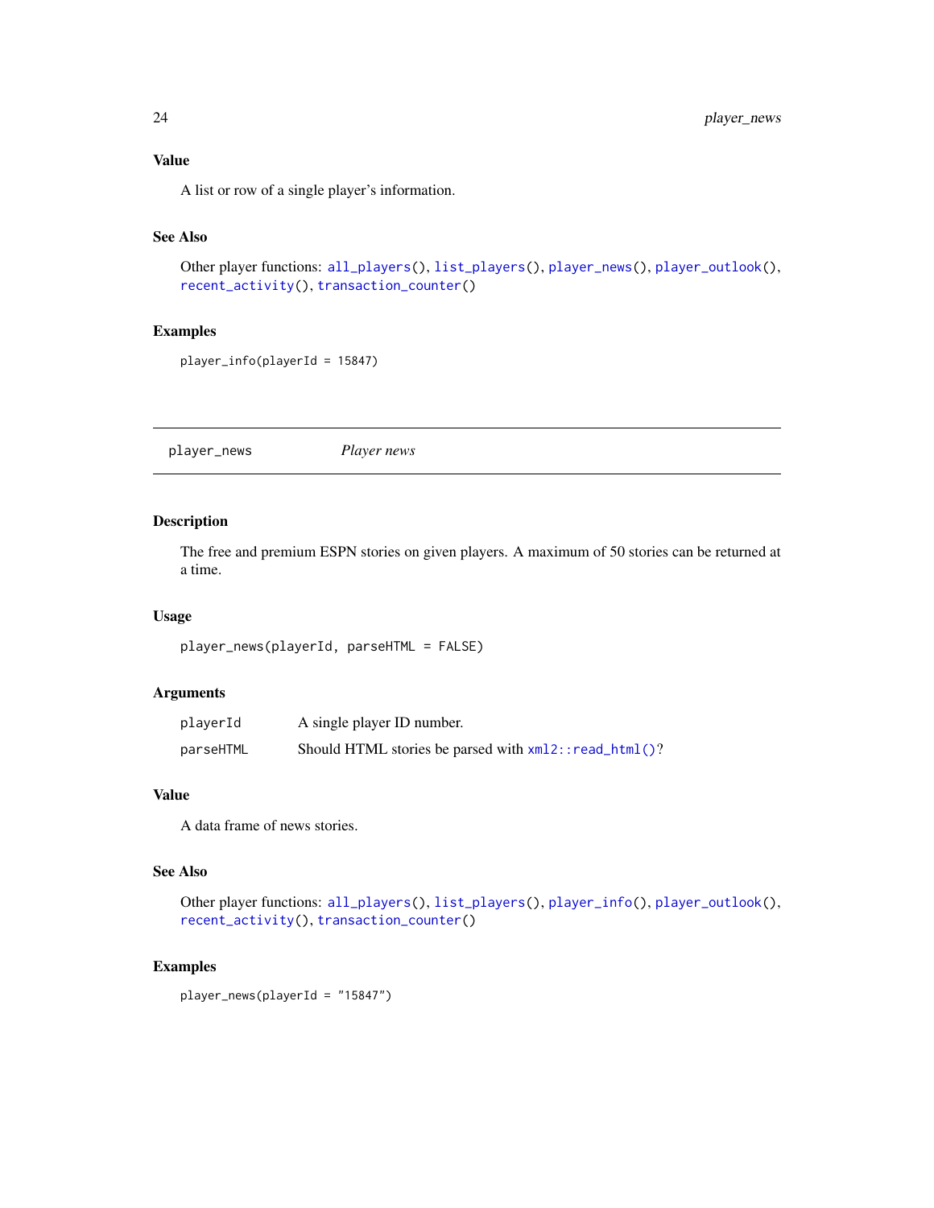### Value

A list or row of a single player's information.

### See Also

Other player functions: `all_players()`, `list_players()`, `player_news()`, `player_outlook()`, `recent_activity()`, `transaction_counter()`

### Examples

```
player_info(playerId = 15847)
```

---

## player_news — *Player news*

---

### Description

The free and premium ESPN stories on given players. A maximum of 50 stories can be returned at a time.

### Usage

```
player_news(playerId, parseHTML = FALSE)
```

### Arguments

| | |
|---|---|
| playerId | A single player ID number. |
| parseHTML | Should HTML stories be parsed with `xml2::read_html()`? |

### Value

A data frame of news stories.

### See Also

Other player functions: `all_players()`, `list_players()`, `player_info()`, `player_outlook()`, `recent_activity()`, `transaction_counter()`

### Examples

```
player_news(playerId = "15847")
```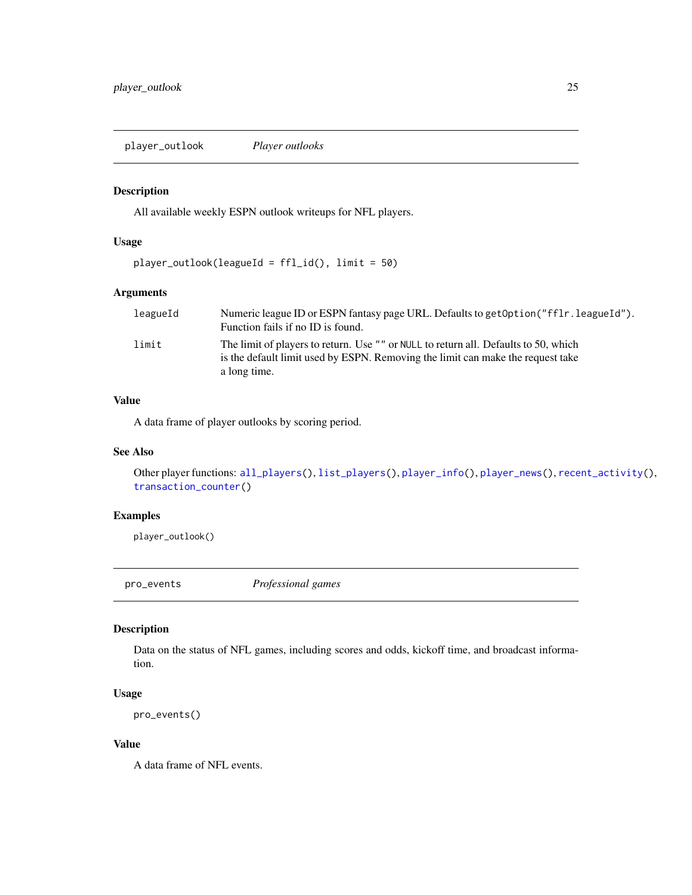## player_outlook    *Player outlooks*

### Description

All available weekly ESPN outlook writeups for NFL players.

### Usage

```
player_outlook(leagueId = ffl_id(), limit = 50)
```

### Arguments

| | |
|---|---|
| leagueId | Numeric league ID or ESPN fantasy page URL. Defaults to `getOption("fflr.leagueId")`. Function fails if no ID is found. |
| limit | The limit of players to return. Use `""` or `NULL` to return all. Defaults to 50, which is the default limit used by ESPN. Removing the limit can make the request take a long time. |

### Value

A data frame of player outlooks by scoring period.

### See Also

Other player functions: `all_players()`, `list_players()`, `player_info()`, `player_news()`, `recent_activity()`, `transaction_counter()`

### Examples

```
player_outlook()
```

## pro_events    *Professional games*

### Description

Data on the status of NFL games, including scores and odds, kickoff time, and broadcast information.

### Usage

```
pro_events()
```

### Value

A data frame of NFL events.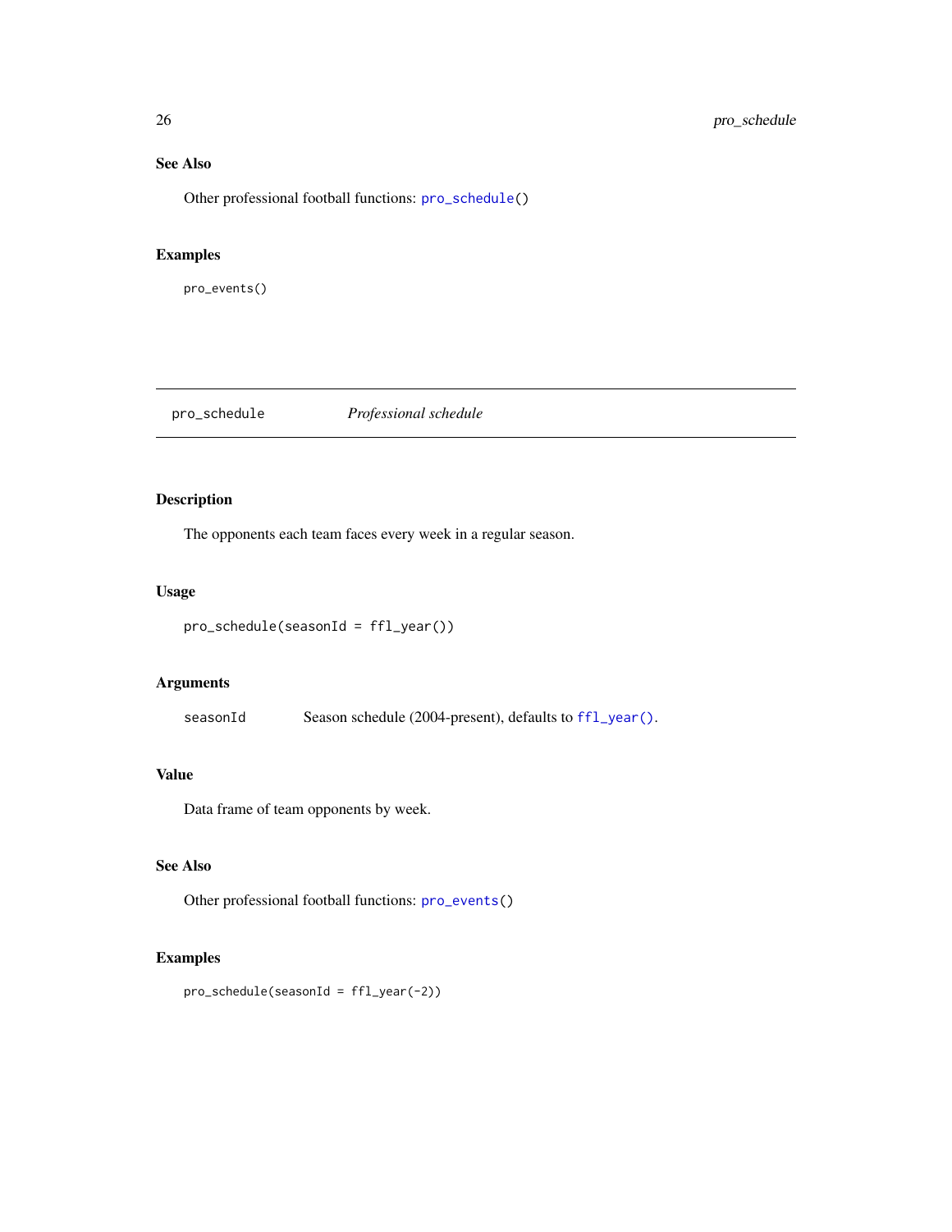### See Also

Other professional football functions: pro_schedule()

### Examples

```
pro_events()
```

---

## pro_schedule *Professional schedule*

---

### Description

The opponents each team faces every week in a regular season.

### Usage

```
pro_schedule(seasonId = ffl_year())
```

### Arguments

| | |
|---|---|
| seasonId | Season schedule (2004-present), defaults to ffl_year(). |

### Value

Data frame of team opponents by week.

### See Also

Other professional football functions: pro_events()

### Examples

```
pro_schedule(seasonId = ffl_year(-2))
```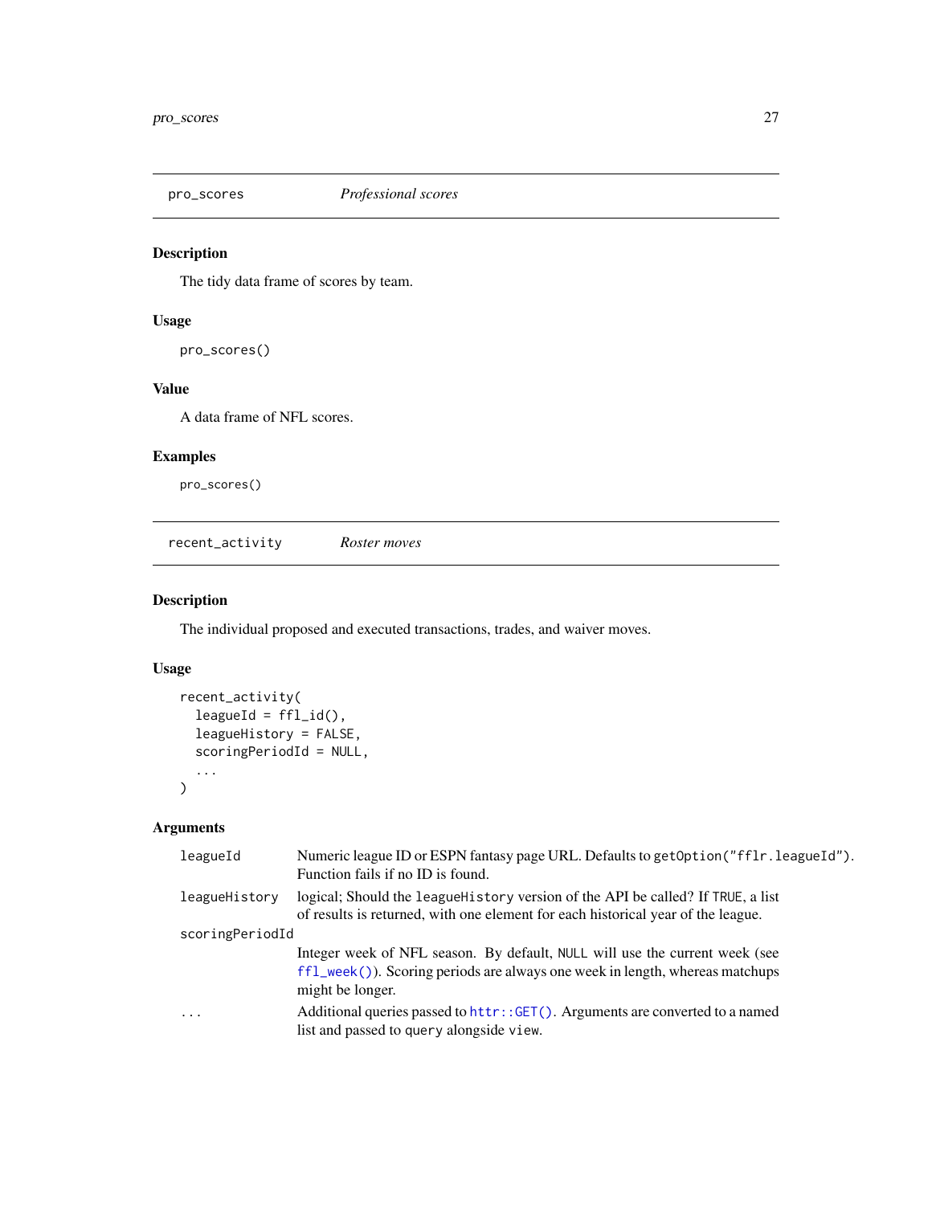## pro_scores — *Professional scores*

### Description

The tidy data frame of scores by team.

### Usage

```
pro_scores()
```

### Value

A data frame of NFL scores.

### Examples

```
pro_scores()
```

## recent_activity — *Roster moves*

### Description

The individual proposed and executed transactions, trades, and waiver moves.

### Usage

```
recent_activity(
  leagueId = ffl_id(),
  leagueHistory = FALSE,
  scoringPeriodId = NULL,
  ...
)
```

### Arguments

| Argument | Description |
| --- | --- |
| `leagueId` | Numeric league ID or ESPN fantasy page URL. Defaults to `getOption("fflr.leagueId")`. Function fails if no ID is found. |
| `leagueHistory` | logical; Should the `leagueHistory` version of the API be called? If `TRUE`, a list of results is returned, with one element for each historical year of the league. |
| `scoringPeriodId` | Integer week of NFL season. By default, `NULL` will use the current week (see `ffl_week()`). Scoring periods are always one week in length, whereas matchups might be longer. |
| `...` | Additional queries passed to `httr::GET()`. Arguments are converted to a named list and passed to `query` alongside `view`. |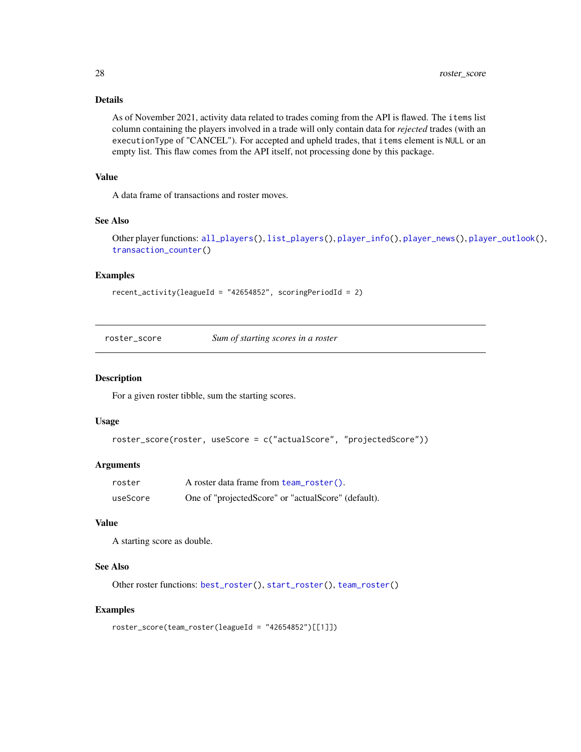### Details

As of November 2021, activity data related to trades coming from the API is flawed. The `items` list column containing the players involved in a trade will only contain data for *rejected* trades (with an `executionType` of "CANCEL"). For accepted and upheld trades, that `items` element is `NULL` or an empty list. This flaw comes from the API itself, not processing done by this package.

### Value

A data frame of transactions and roster moves.

### See Also

Other player functions: `all_players()`, `list_players()`, `player_info()`, `player_news()`, `player_outlook()`, `transaction_counter()`

### Examples

```
recent_activity(leagueId = "42654852", scoringPeriodId = 2)
```

---

## roster_score — *Sum of starting scores in a roster*

---

### Description

For a given roster tibble, sum the starting scores.

### Usage

```
roster_score(roster, useScore = c("actualScore", "projectedScore"))
```

### Arguments

| | |
|---|---|
| `roster` | A roster data frame from `team_roster()`. |
| `useScore` | One of "projectedScore" or "actualScore" (default). |

### Value

A starting score as double.

### See Also

Other roster functions: `best_roster()`, `start_roster()`, `team_roster()`

### Examples

```
roster_score(team_roster(leagueId = "42654852")[[1]])
```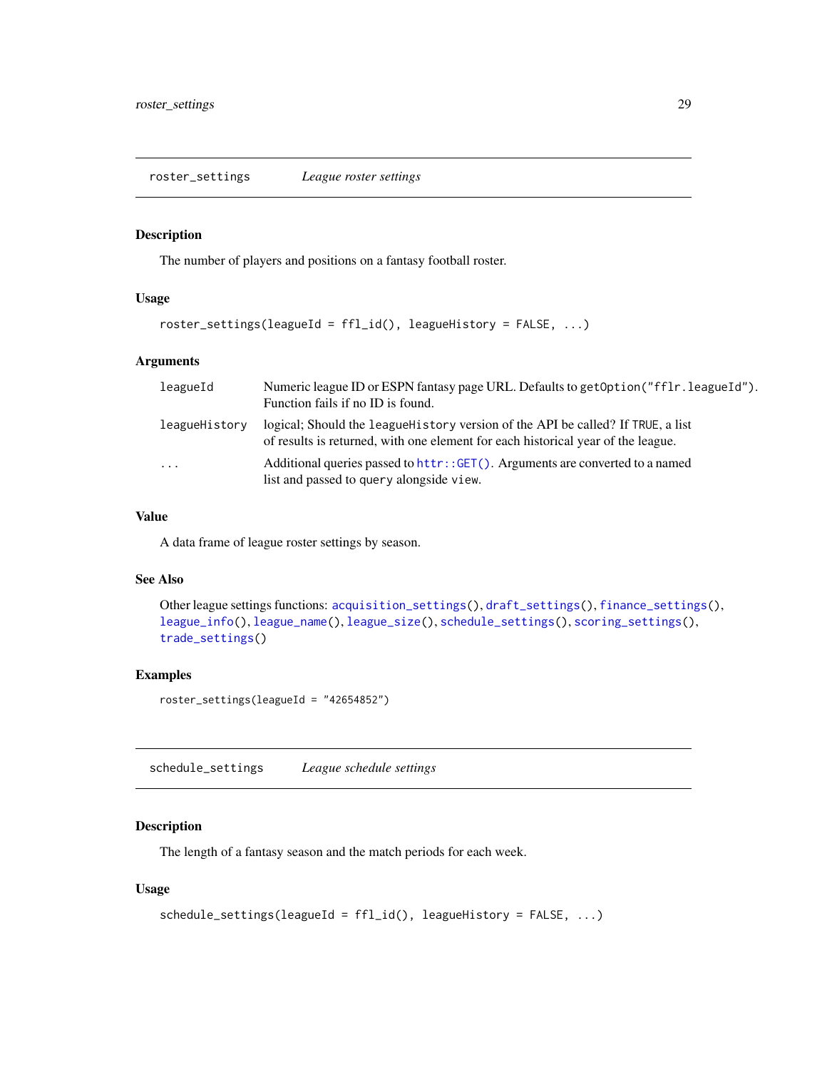## roster_settings — *League roster settings*

### Description

The number of players and positions on a fantasy football roster.

### Usage

```
roster_settings(leagueId = ffl_id(), leagueHistory = FALSE, ...)
```

### Arguments

| | |
|---|---|
| `leagueId` | Numeric league ID or ESPN fantasy page URL. Defaults to `getOption("fflr.leagueId")`. Function fails if no ID is found. |
| `leagueHistory` | logical; Should the `leagueHistory` version of the API be called? If `TRUE`, a list of results is returned, with one element for each historical year of the league. |
| `...` | Additional queries passed to `httr::GET()`. Arguments are converted to a named list and passed to `query` alongside `view`. |

### Value

A data frame of league roster settings by season.

### See Also

Other league settings functions: `acquisition_settings()`, `draft_settings()`, `finance_settings()`, `league_info()`, `league_name()`, `league_size()`, `schedule_settings()`, `scoring_settings()`, `trade_settings()`

### Examples

```
roster_settings(leagueId = "42654852")
```

## schedule_settings — *League schedule settings*

### Description

The length of a fantasy season and the match periods for each week.

### Usage

```
schedule_settings(leagueId = ffl_id(), leagueHistory = FALSE, ...)
```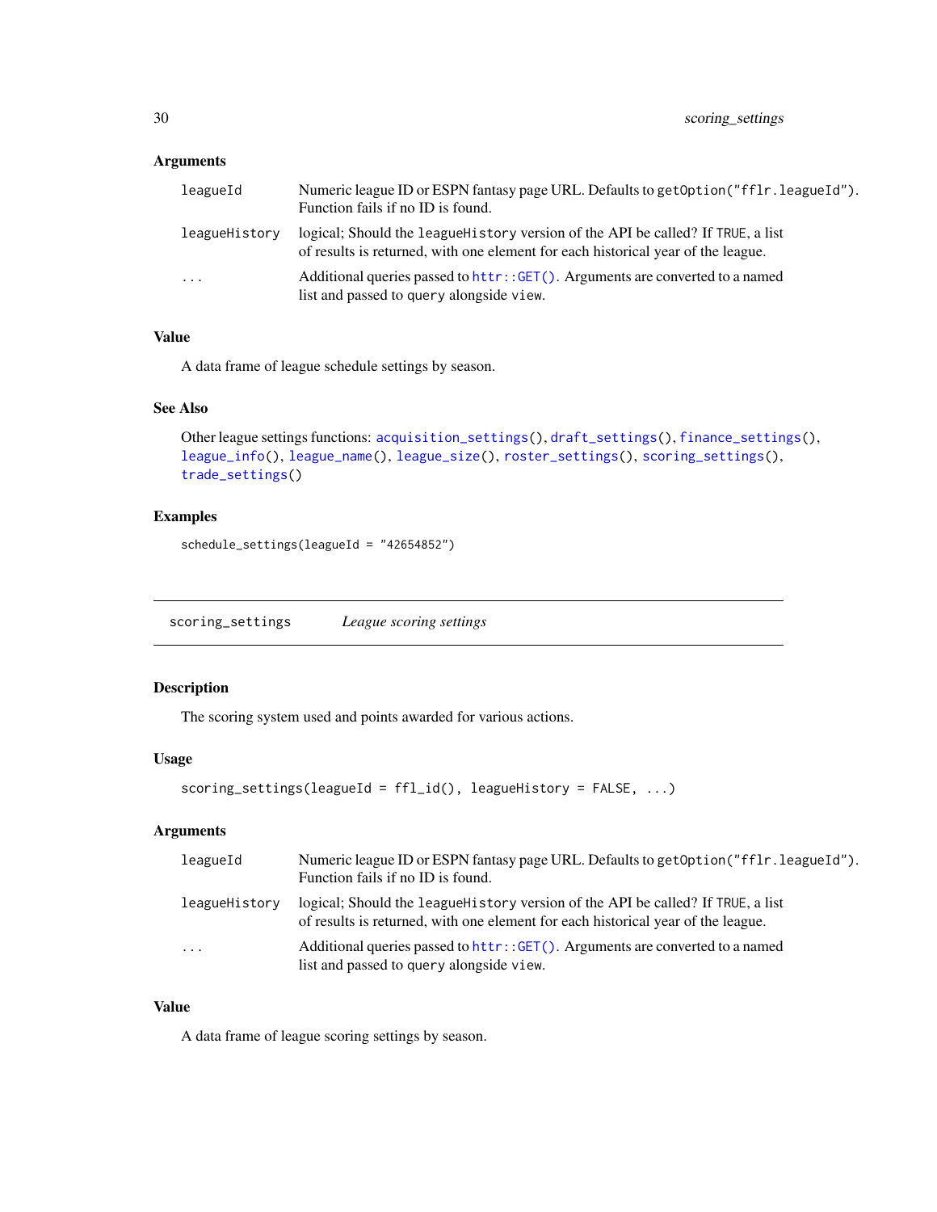### Arguments

| | |
|---|---|
| leagueId | Numeric league ID or ESPN fantasy page URL. Defaults to `getOption("fflr.leagueId")`. Function fails if no ID is found. |
| leagueHistory | logical; Should the `leagueHistory` version of the API be called? If `TRUE`, a list of results is returned, with one element for each historical year of the league. |
| ... | Additional queries passed to `httr::GET()`. Arguments are converted to a named list and passed to `query` alongside `view`. |

### Value

A data frame of league schedule settings by season.

### See Also

Other league settings functions: `acquisition_settings()`, `draft_settings()`, `finance_settings()`, `league_info()`, `league_name()`, `league_size()`, `roster_settings()`, `scoring_settings()`, `trade_settings()`

### Examples

```
schedule_settings(leagueId = "42654852")
```

---

## scoring_settings *League scoring settings*

### Description

The scoring system used and points awarded for various actions.

### Usage

```
scoring_settings(leagueId = ffl_id(), leagueHistory = FALSE, ...)
```

### Arguments

| | |
|---|---|
| leagueId | Numeric league ID or ESPN fantasy page URL. Defaults to `getOption("fflr.leagueId")`. Function fails if no ID is found. |
| leagueHistory | logical; Should the `leagueHistory` version of the API be called? If `TRUE`, a list of results is returned, with one element for each historical year of the league. |
| ... | Additional queries passed to `httr::GET()`. Arguments are converted to a named list and passed to `query` alongside `view`. |

### Value

A data frame of league scoring settings by season.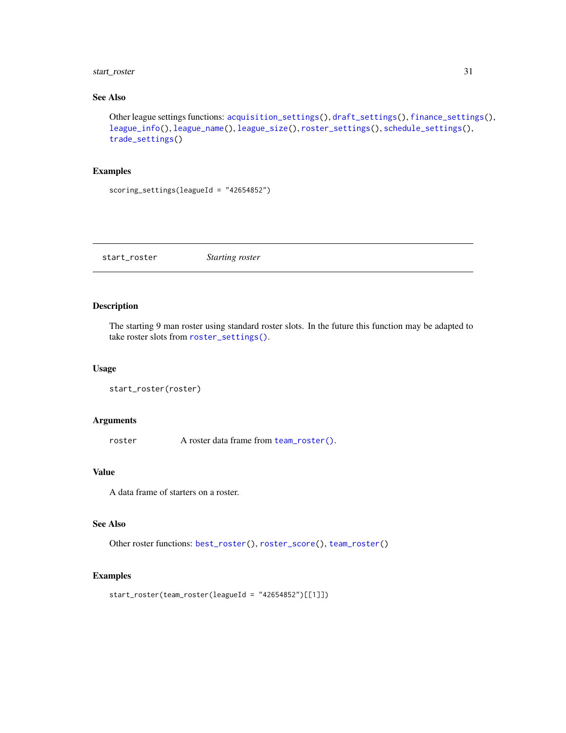### See Also

Other league settings functions: `acquisition_settings()`, `draft_settings()`, `finance_settings()`, `league_info()`, `league_name()`, `league_size()`, `roster_settings()`, `schedule_settings()`, `trade_settings()`

### Examples

```
scoring_settings(leagueId = "42654852")
```

---

## start_roster *Starting roster*

---

### Description

The starting 9 man roster using standard roster slots. In the future this function may be adapted to take roster slots from `roster_settings()`.

### Usage

```
start_roster(roster)
```

### Arguments

| | |
|---|---|
| `roster` | A roster data frame from `team_roster()`. |

### Value

A data frame of starters on a roster.

### See Also

Other roster functions: `best_roster()`, `roster_score()`, `team_roster()`

### Examples

```
start_roster(team_roster(leagueId = "42654852")[[1]])
```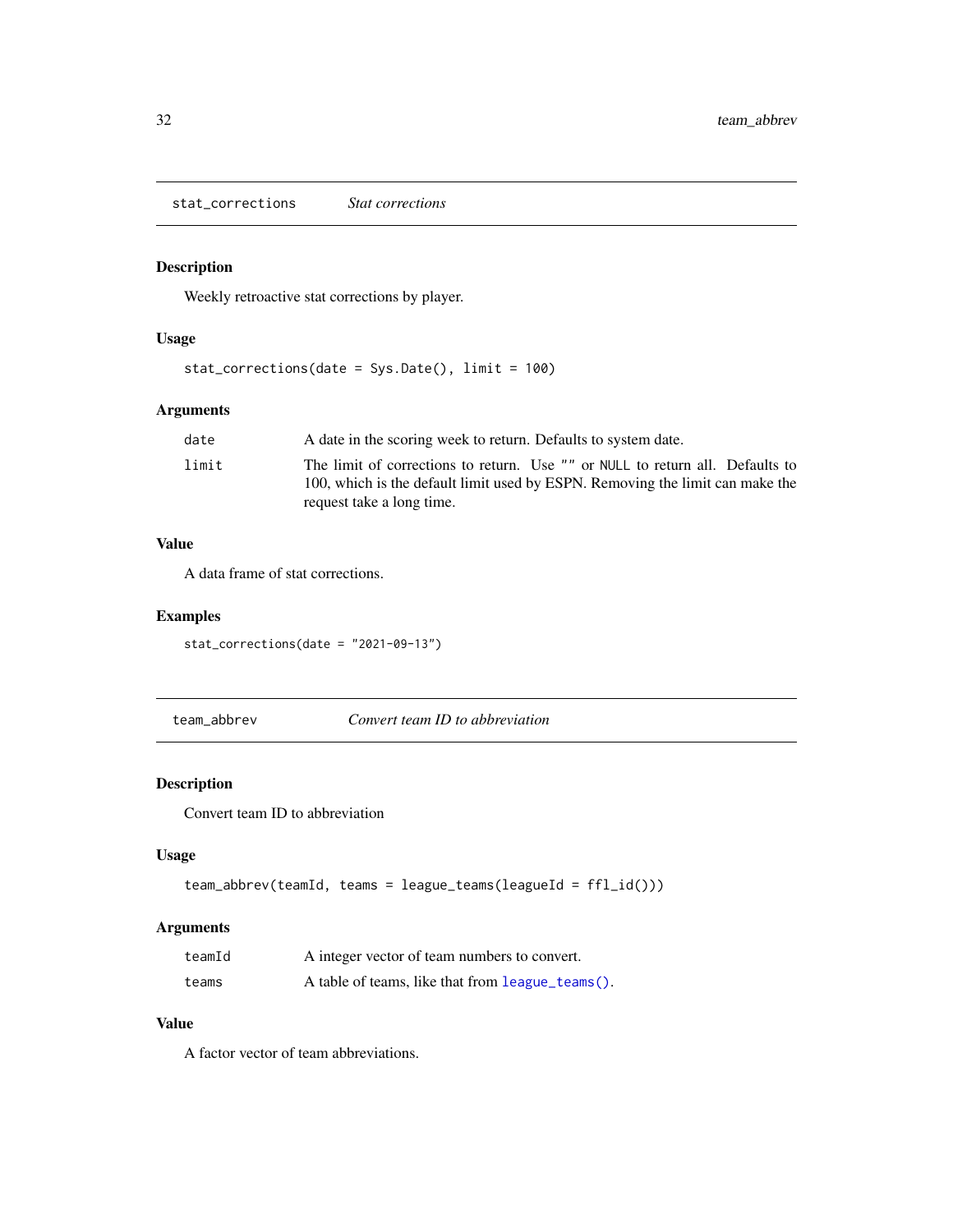## stat_corrections *Stat corrections*

### Description

Weekly retroactive stat corrections by player.

### Usage

```
stat_corrections(date = Sys.Date(), limit = 100)
```

### Arguments

| | |
|---|---|
| date | A date in the scoring week to return. Defaults to system date. |
| limit | The limit of corrections to return. Use "" or NULL to return all. Defaults to 100, which is the default limit used by ESPN. Removing the limit can make the request take a long time. |

### Value

A data frame of stat corrections.

### Examples

```
stat_corrections(date = "2021-09-13")
```

## team_abbrev *Convert team ID to abbreviation*

### Description

Convert team ID to abbreviation

### Usage

```
team_abbrev(teamId, teams = league_teams(leagueId = ffl_id()))
```

### Arguments

| | |
|---|---|
| teamId | A integer vector of team numbers to convert. |
| teams | A table of teams, like that from league_teams(). |

### Value

A factor vector of team abbreviations.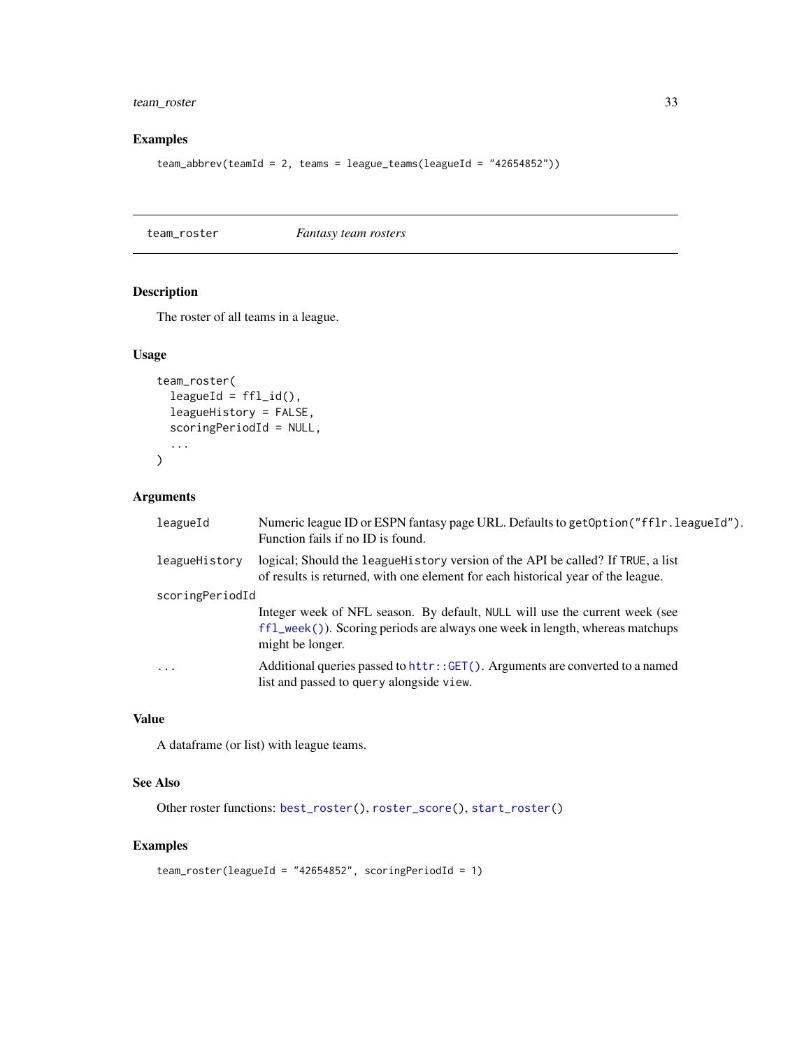## Examples

```
team_abbrev(teamId = 2, teams = league_teams(leagueId = "42654852"))
```

---

## team_roster *Fantasy team rosters*

---

### Description

The roster of all teams in a league.

### Usage

```
team_roster(
  leagueId = ffl_id(),
  leagueHistory = FALSE,
  scoringPeriodId = NULL,
  ...
)
```

### Arguments

| | |
|---|---|
| leagueId | Numeric league ID or ESPN fantasy page URL. Defaults to `getOption("fflr.leagueId")`. Function fails if no ID is found. |
| leagueHistory | logical; Should the `leagueHistory` version of the API be called? If `TRUE`, a list of results is returned, with one element for each historical year of the league. |
| scoringPeriodId | Integer week of NFL season. By default, `NULL` will use the current week (see `ffl_week()`). Scoring periods are always one week in length, whereas matchups might be longer. |
| ... | Additional queries passed to `httr::GET()`. Arguments are converted to a named list and passed to `query` alongside `view`. |

### Value

A dataframe (or list) with league teams.

### See Also

Other roster functions: `best_roster()`, `roster_score()`, `start_roster()`

### Examples

```
team_roster(leagueId = "42654852", scoringPeriodId = 1)
```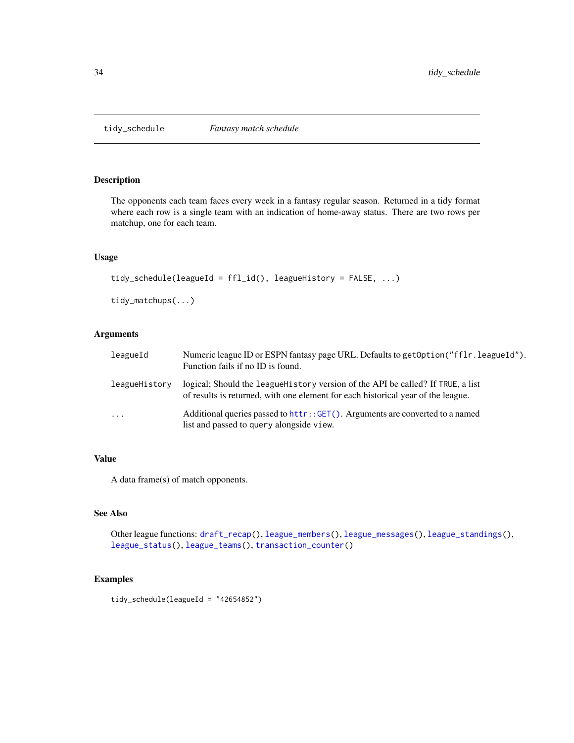## tidy_schedule *Fantasy match schedule*

### Description

The opponents each team faces every week in a fantasy regular season. Returned in a tidy format where each row is a single team with an indication of home-away status. There are two rows per matchup, one for each team.

### Usage

```
tidy_schedule(leagueId = ffl_id(), leagueHistory = FALSE, ...)

tidy_matchups(...)
```

### Arguments

| | |
|---|---|
| `leagueId` | Numeric league ID or ESPN fantasy page URL. Defaults to `getOption("fflr.leagueId")`. Function fails if no ID is found. |
| `leagueHistory` | logical; Should the `leagueHistory` version of the API be called? If `TRUE`, a list of results is returned, with one element for each historical year of the league. |
| `...` | Additional queries passed to `httr::GET()`. Arguments are converted to a named list and passed to `query` alongside `view`. |

### Value

A data frame(s) of match opponents.

### See Also

Other league functions: `draft_recap()`, `league_members()`, `league_messages()`, `league_standings()`, `league_status()`, `league_teams()`, `transaction_counter()`

### Examples

```
tidy_schedule(leagueId = "42654852")
```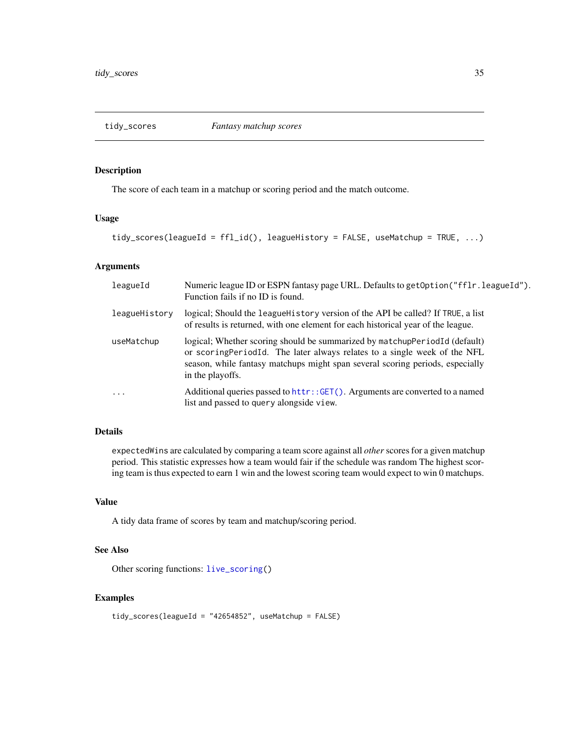## tidy_scores — *Fantasy matchup scores*

### Description

The score of each team in a matchup or scoring period and the match outcome.

### Usage

```
tidy_scores(leagueId = ffl_id(), leagueHistory = FALSE, useMatchup = TRUE, ...)
```

### Arguments

| Argument | Description |
|---|---|
| leagueId | Numeric league ID or ESPN fantasy page URL. Defaults to `getOption("fflr.leagueId")`. Function fails if no ID is found. |
| leagueHistory | logical; Should the `leagueHistory` version of the API be called? If `TRUE`, a list of results is returned, with one element for each historical year of the league. |
| useMatchup | logical; Whether scoring should be summarized by `matchupPeriodId` (default) or `scoringPeriodId`. The later always relates to a single week of the NFL season, while fantasy matchups might span several scoring periods, especially in the playoffs. |
| ... | Additional queries passed to `httr::GET()`. Arguments are converted to a named list and passed to `query` alongside `view`. |

### Details

`expectedWins` are calculated by comparing a team score against all *other* scores for a given matchup period. This statistic expresses how a team would fair if the schedule was random The highest scoring team is thus expected to earn 1 win and the lowest scoring team would expect to win 0 matchups.

### Value

A tidy data frame of scores by team and matchup/scoring period.

### See Also

Other scoring functions: `live_scoring()`

### Examples

```
tidy_scores(leagueId = "42654852", useMatchup = FALSE)
```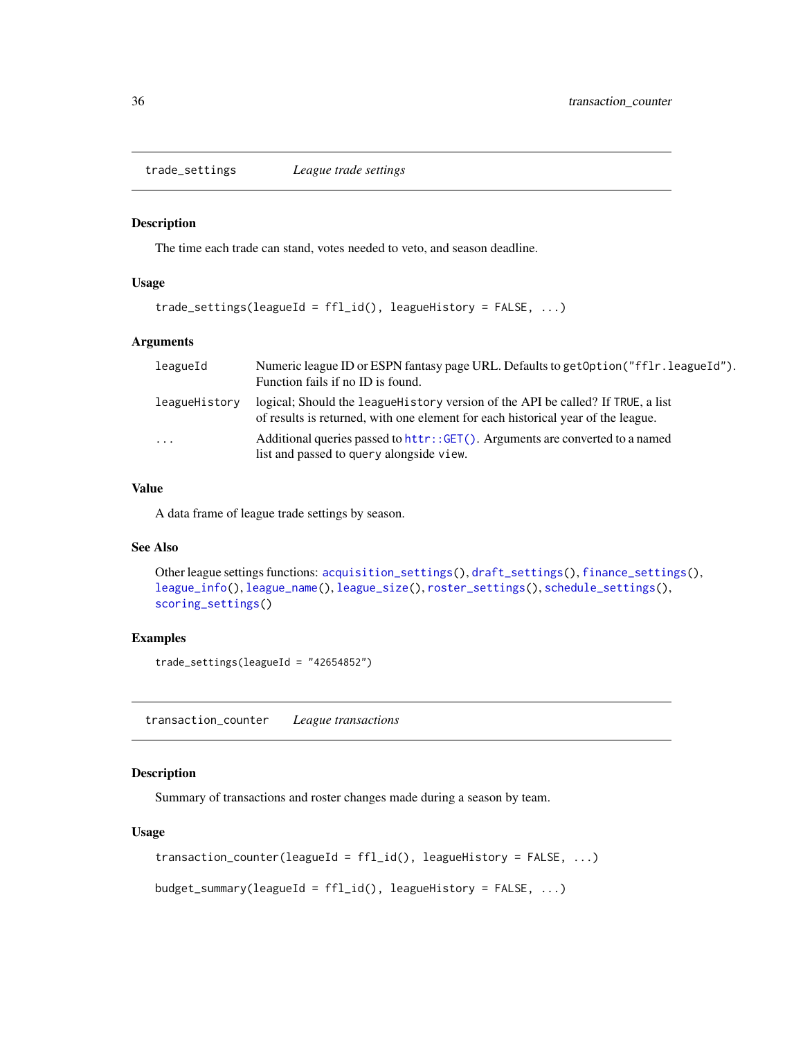## trade_settings — *League trade settings*

### Description

The time each trade can stand, votes needed to veto, and season deadline.

### Usage

```
trade_settings(leagueId = ffl_id(), leagueHistory = FALSE, ...)
```

### Arguments

| | |
|---|---|
| leagueId | Numeric league ID or ESPN fantasy page URL. Defaults to `getOption("fflr.leagueId")`. Function fails if no ID is found. |
| leagueHistory | logical; Should the `leagueHistory` version of the API be called? If `TRUE`, a list of results is returned, with one element for each historical year of the league. |
| ... | Additional queries passed to `httr::GET()`. Arguments are converted to a named list and passed to `query` alongside `view`. |

### Value

A data frame of league trade settings by season.

### See Also

Other league settings functions: `acquisition_settings()`, `draft_settings()`, `finance_settings()`, `league_info()`, `league_name()`, `league_size()`, `roster_settings()`, `schedule_settings()`, `scoring_settings()`

### Examples

```
trade_settings(leagueId = "42654852")
```

## transaction_counter — *League transactions*

### Description

Summary of transactions and roster changes made during a season by team.

### Usage

```
transaction_counter(leagueId = ffl_id(), leagueHistory = FALSE, ...)

budget_summary(leagueId = ffl_id(), leagueHistory = FALSE, ...)
```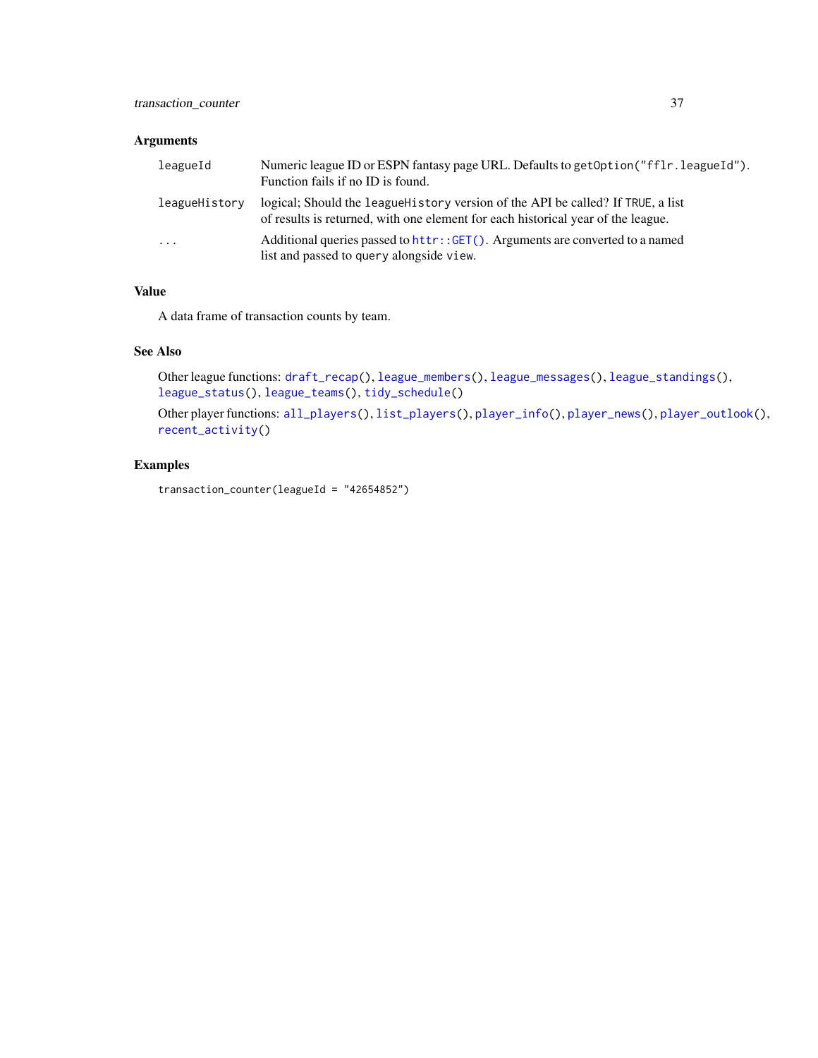### Arguments

| | |
|---|---|
| leagueId | Numeric league ID or ESPN fantasy page URL. Defaults to `getOption("fflr.leagueId")`. Function fails if no ID is found. |
| leagueHistory | logical; Should the `leagueHistory` version of the API be called? If `TRUE`, a list of results is returned, with one element for each historical year of the league. |
| ... | Additional queries passed to `httr::GET()`. Arguments are converted to a named list and passed to `query` alongside `view`. |

### Value

A data frame of transaction counts by team.

### See Also

Other league functions: `draft_recap()`, `league_members()`, `league_messages()`, `league_standings()`, `league_status()`, `league_teams()`, `tidy_schedule()`

Other player functions: `all_players()`, `list_players()`, `player_info()`, `player_news()`, `player_outlook()`, `recent_activity()`

### Examples

```
transaction_counter(leagueId = "42654852")
```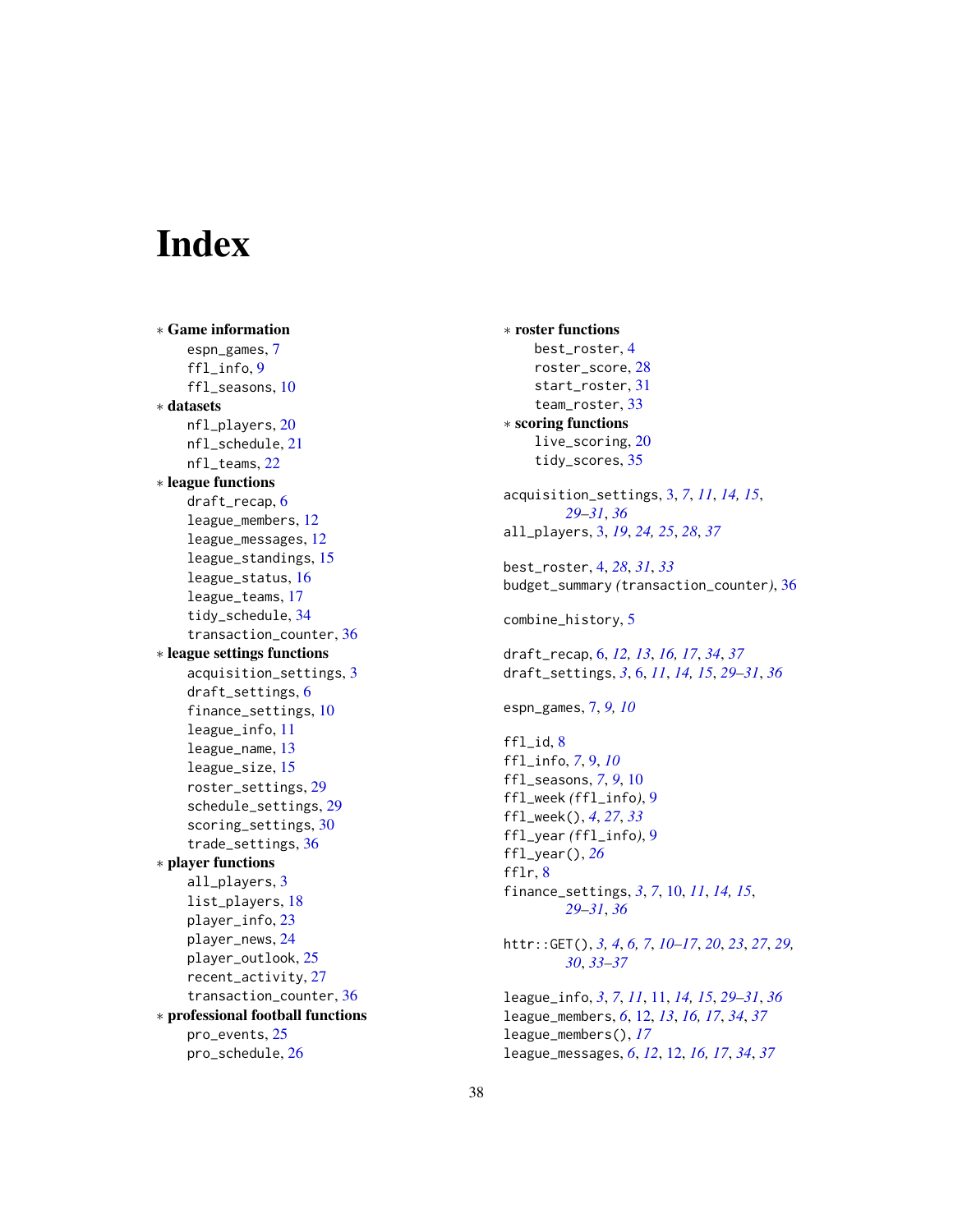# Index

* **Game information**
    - espn_games, 7
    - ffl_info, 9
    - ffl_seasons, 10
* **datasets**
    - nfl_players, 20
    - nfl_schedule, 21
    - nfl_teams, 22
* **league functions**
    - draft_recap, 6
    - league_members, 12
    - league_messages, 12
    - league_standings, 15
    - league_status, 16
    - league_teams, 17
    - tidy_schedule, 34
    - transaction_counter, 36
* **league settings functions**
    - acquisition_settings, 3
    - draft_settings, 6
    - finance_settings, 10
    - league_info, 11
    - league_name, 13
    - league_size, 15
    - roster_settings, 29
    - schedule_settings, 29
    - scoring_settings, 30
    - trade_settings, 36
* **player functions**
    - all_players, 3
    - list_players, 18
    - player_info, 23
    - player_news, 24
    - player_outlook, 25
    - recent_activity, 27
    - transaction_counter, 36
* **professional football functions**
    - pro_events, 25
    - pro_schedule, 26
* **roster functions**
    - best_roster, 4
    - roster_score, 28
    - start_roster, 31
    - team_roster, 33
* **scoring functions**
    - live_scoring, 20
    - tidy_scores, 35

acquisition_settings, 3, *7*, *11*, *14*, *15*, *29–31*, *36*
all_players, 3, *19*, *24*, *25*, *28*, *37*

best_roster, 4, *28*, *31*, *33*
budget_summary *(*transaction_counter*)*, 36

combine_history, 5

draft_recap, 6, *12*, *13*, *16*, *17*, *34*, *37*
draft_settings, *3*, 6, *11*, *14*, *15*, *29–31*, *36*

espn_games, 7, *9*, *10*

ffl_id, 8
ffl_info, *7*, 9, *10*
ffl_seasons, *7*, *9*, 10
ffl_week *(*ffl_info*)*, 9
ffl_week(), *4*, *27*, *33*
ffl_year *(*ffl_info*)*, 9
ffl_year(), *26*
fflr, 8
finance_settings, *3*, *7*, 10, *11*, *14*, *15*, *29–31*, *36*

httr::GET(), *3*, *4*, *6*, *7*, *10–17*, *20*, *23*, *27*, *29*, *30*, *33–37*

league_info, *3*, *7*, *11*, 11, *14*, *15*, *29–31*, *36*
league_members, *6*, 12, *13*, *16*, *17*, *34*, *37*
league_members(), *17*
league_messages, *6*, *12*, 12, *16*, *17*, *34*, *37*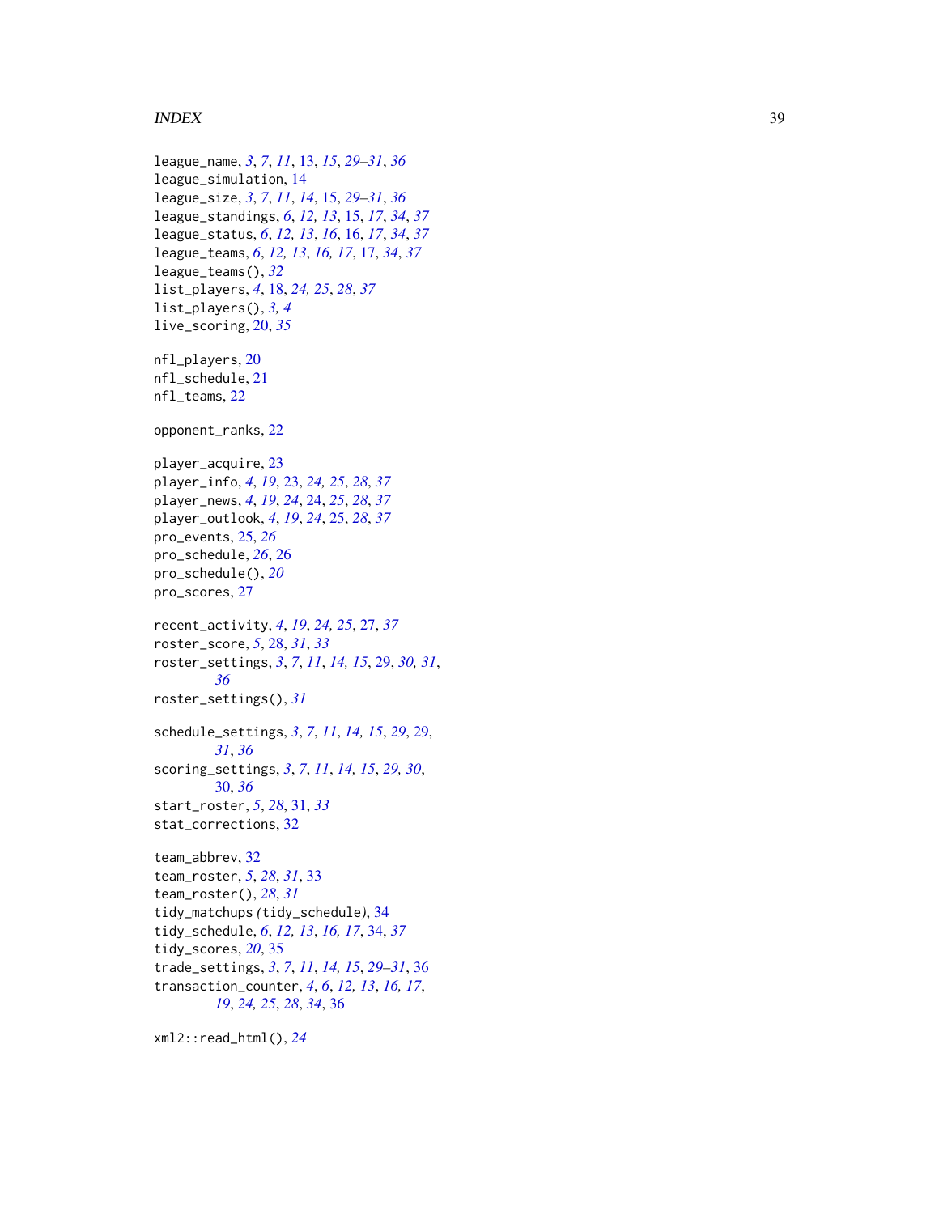league_name, *3*, *7*, *11*, 13, *15*, *29–31*, *36*
league_simulation, 14
league_size, *3*, *7*, *11*, *14*, 15, *29–31*, *36*
league_standings, *6*, *12, 13*, 15, *17*, *34*, *37*
league_status, *6*, *12, 13*, *16*, 16, *17*, *34*, *37*
league_teams, *6*, *12, 13*, *16, 17*, 17, *34*, *37*
league_teams(), *32*
list_players, *4*, 18, *24, 25*, *28*, *37*
list_players(), *3, 4*
live_scoring, 20, *35*

nfl_players, 20
nfl_schedule, 21
nfl_teams, 22

opponent_ranks, 22

player_acquire, 23
player_info, *4*, *19*, 23, *24, 25*, *28*, *37*
player_news, *4*, *19*, *24*, 24, *25*, *28*, *37*
player_outlook, *4*, *19*, *24*, 25, *28*, *37*
pro_events, 25, *26*
pro_schedule, *26*, 26
pro_schedule(), *20*
pro_scores, 27

recent_activity, *4*, *19*, *24, 25*, 27, *37*
roster_score, *5*, 28, *31*, *33*
roster_settings, *3*, *7*, *11*, *14, 15*, 29, *30, 31*, *36*
roster_settings(), *31*

schedule_settings, *3*, *7*, *11*, *14, 15*, *29*, 29, *31*, *36*
scoring_settings, *3*, *7*, *11*, *14, 15*, *29, 30*, 30, *36*
start_roster, *5*, *28*, 31, *33*
stat_corrections, 32

team_abbrev, 32
team_roster, *5*, *28*, *31*, 33
team_roster(), *28*, *31*
tidy_matchups *(*tidy_schedule*)*, 34
tidy_schedule, *6*, *12, 13*, *16, 17*, 34, *37*
tidy_scores, *20*, 35
trade_settings, *3*, *7*, *11*, *14, 15*, *29–31*, 36
transaction_counter, *4*, *6*, *12, 13*, *16, 17*, *19*, *24, 25*, *28*, *34*, 36

xml2::read_html(), *24*